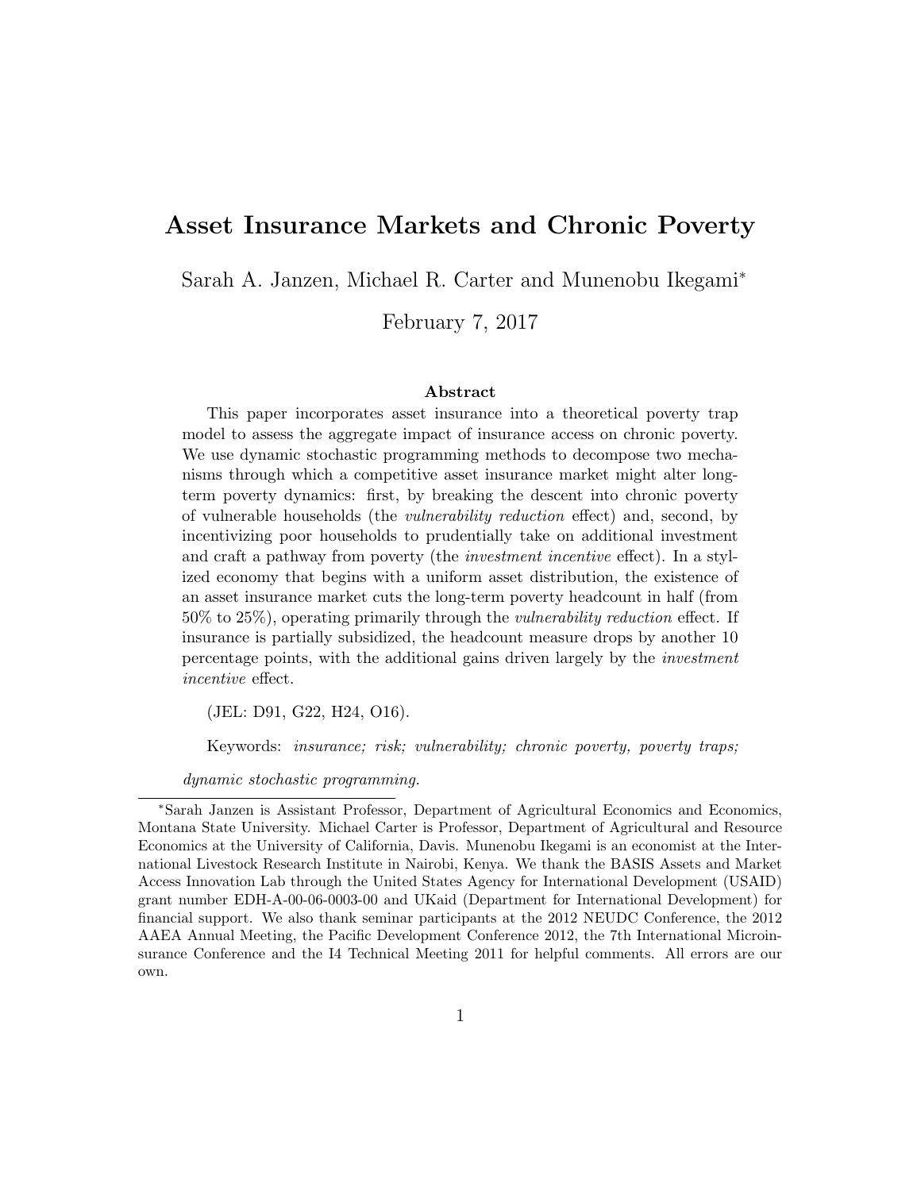# Asset Insurance Markets and Chronic Poverty

Sarah A. Janzen, Michael R. Carter and Munenobu Ikegami*

February 7, 2017

### Abstract

This paper incorporates asset insurance into a theoretical poverty trap model to assess the aggregate impact of insurance access on chronic poverty. We use dynamic stochastic programming methods to decompose two mechanisms through which a competitive asset insurance market might alter long-term poverty dynamics: first, by breaking the descent into chronic poverty of vulnerable households (the *vulnerability reduction* effect) and, second, by incentivizing poor households to prudentially take on additional investment and craft a pathway from poverty (the *investment incentive* effect). In a stylized economy that begins with a uniform asset distribution, the existence of an asset insurance market cuts the long-term poverty headcount in half (from 50% to 25%), operating primarily through the *vulnerability reduction* effect. If insurance is partially subsidized, the headcount measure drops by another 10 percentage points, with the additional gains driven largely by the *investment incentive* effect.

(JEL: D91, G22, H24, O16).

Keywords: *insurance; risk; vulnerability; chronic poverty, poverty traps; dynamic stochastic programming.*

---

*Sarah Janzen is Assistant Professor, Department of Agricultural Economics and Economics, Montana State University. Michael Carter is Professor, Department of Agricultural and Resource Economics at the University of California, Davis. Munenobu Ikegami is an economist at the International Livestock Research Institute in Nairobi, Kenya. We thank the BASIS Assets and Market Access Innovation Lab through the United States Agency for International Development (USAID) grant number EDH-A-00-06-0003-00 and UKaid (Department for International Development) for financial support. We also thank seminar participants at the 2012 NEUDC Conference, the 2012 AAEA Annual Meeting, the Pacific Development Conference 2012, the 7th International Microinsurance Conference and the I4 Technical Meeting 2011 for helpful comments. All errors are our own.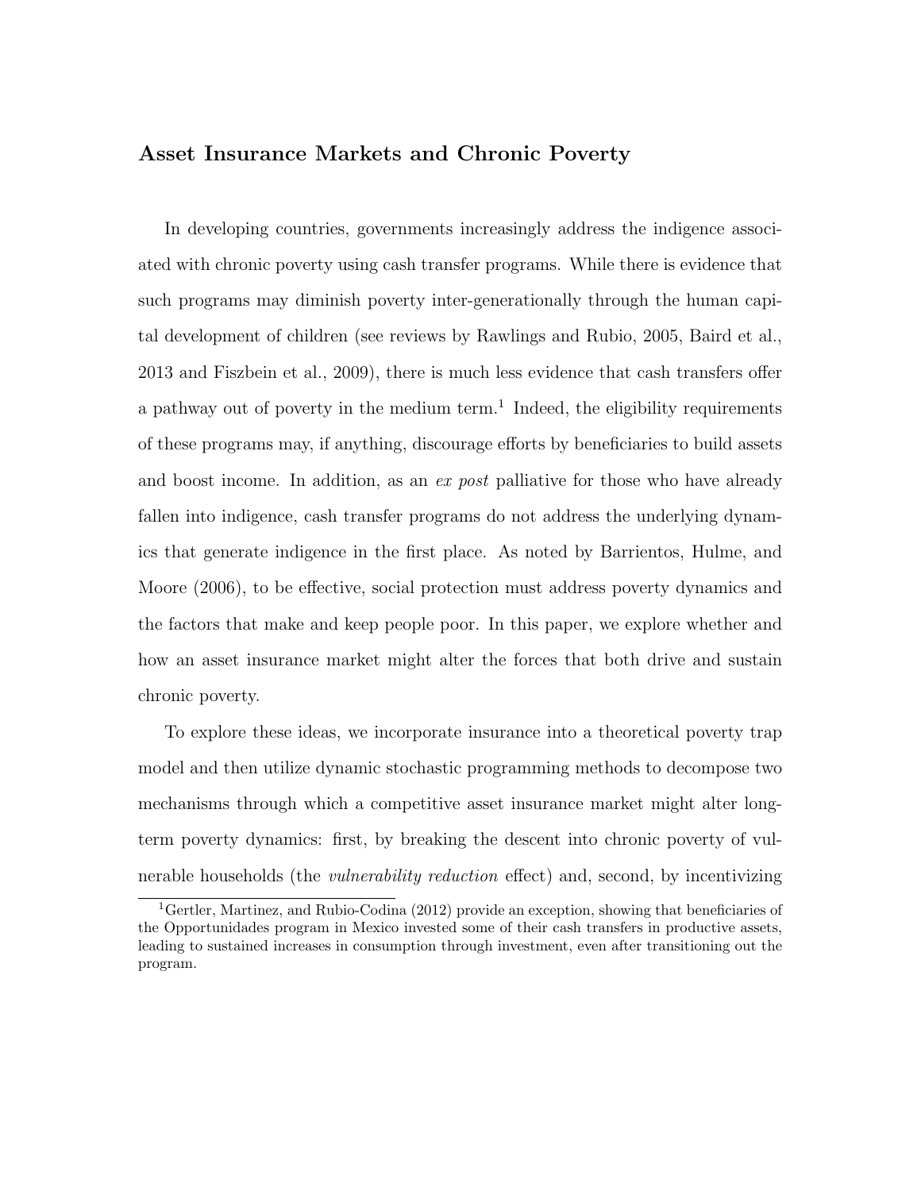## Asset Insurance Markets and Chronic Poverty

In developing countries, governments increasingly address the indigence associated with chronic poverty using cash transfer programs. While there is evidence that such programs may diminish poverty inter-generationally through the human capital development of children (see reviews by Rawlings and Rubio, 2005, Baird et al., 2013 and Fiszbein et al., 2009), there is much less evidence that cash transfers offer a pathway out of poverty in the medium term.[1] Indeed, the eligibility requirements of these programs may, if anything, discourage efforts by beneficiaries to build assets and boost income. In addition, as an *ex post* palliative for those who have already fallen into indigence, cash transfer programs do not address the underlying dynamics that generate indigence in the first place. As noted by Barrientos, Hulme, and Moore (2006), to be effective, social protection must address poverty dynamics and the factors that make and keep people poor. In this paper, we explore whether and how an asset insurance market might alter the forces that both drive and sustain chronic poverty.

To explore these ideas, we incorporate insurance into a theoretical poverty trap model and then utilize dynamic stochastic programming methods to decompose two mechanisms through which a competitive asset insurance market might alter long-term poverty dynamics: first, by breaking the descent into chronic poverty of vulnerable households (the *vulnerability reduction* effect) and, second, by incentivizing

[1] Gertler, Martinez, and Rubio-Codina (2012) provide an exception, showing that beneficiaries of the Opportunidades program in Mexico invested some of their cash transfers in productive assets, leading to sustained increases in consumption through investment, even after transitioning out the program.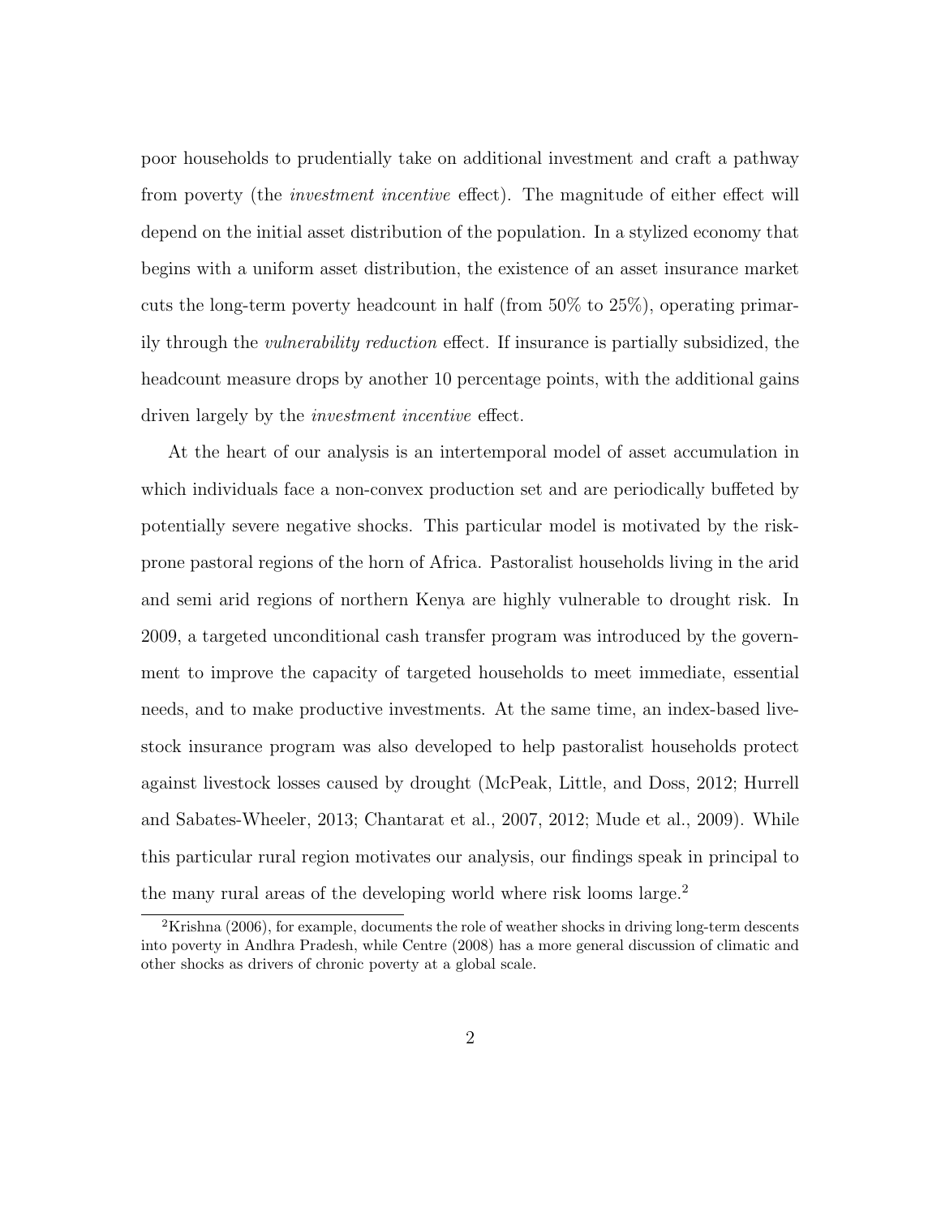poor households to prudentially take on additional investment and craft a pathway from poverty (the *investment incentive* effect). The magnitude of either effect will depend on the initial asset distribution of the population. In a stylized economy that begins with a uniform asset distribution, the existence of an asset insurance market cuts the long-term poverty headcount in half (from 50% to 25%), operating primarily through the *vulnerability reduction* effect. If insurance is partially subsidized, the headcount measure drops by another 10 percentage points, with the additional gains driven largely by the *investment incentive* effect.

At the heart of our analysis is an intertemporal model of asset accumulation in which individuals face a non-convex production set and are periodically buffeted by potentially severe negative shocks. This particular model is motivated by the risk-prone pastoral regions of the horn of Africa. Pastoralist households living in the arid and semi arid regions of northern Kenya are highly vulnerable to drought risk. In 2009, a targeted unconditional cash transfer program was introduced by the government to improve the capacity of targeted households to meet immediate, essential needs, and to make productive investments. At the same time, an index-based livestock insurance program was also developed to help pastoralist households protect against livestock losses caused by drought (McPeak, Little, and Doss, 2012; Hurrell and Sabates-Wheeler, 2013; Chantarat et al., 2007, 2012; Mude et al., 2009). While this particular rural region motivates our analysis, our findings speak in principal to the many rural areas of the developing world where risk looms large.[2]

[2] Krishna (2006), for example, documents the role of weather shocks in driving long-term descents into poverty in Andhra Pradesh, while Centre (2008) has a more general discussion of climatic and other shocks as drivers of chronic poverty at a global scale.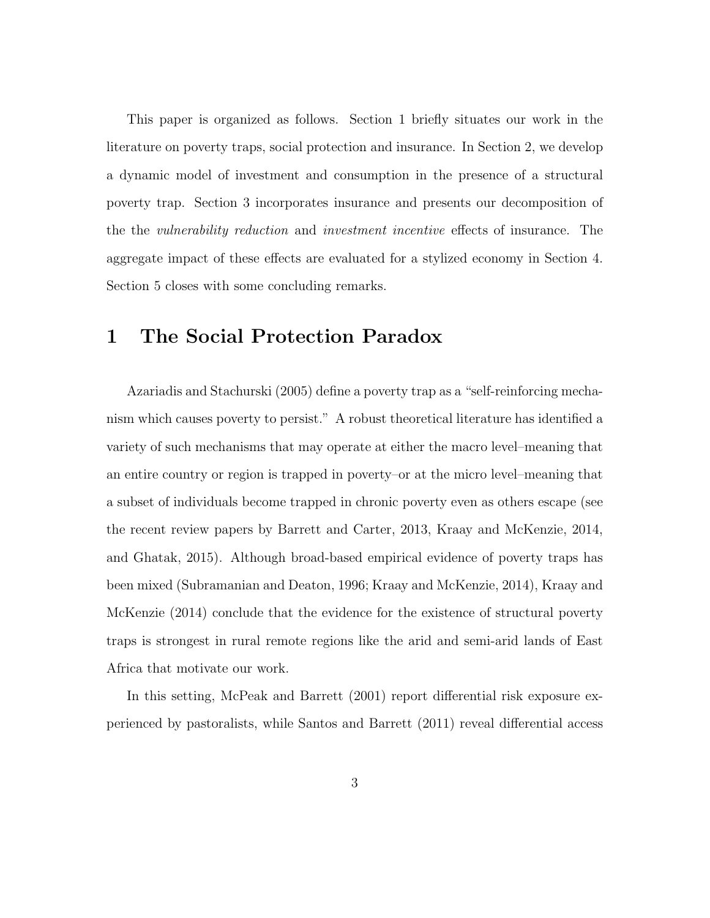This paper is organized as follows. Section 1 briefly situates our work in the literature on poverty traps, social protection and insurance. In Section 2, we develop a dynamic model of investment and consumption in the presence of a structural poverty trap. Section 3 incorporates insurance and presents our decomposition of the the *vulnerability reduction* and *investment incentive* effects of insurance. The aggregate impact of these effects are evaluated for a stylized economy in Section 4. Section 5 closes with some concluding remarks.

# 1 The Social Protection Paradox

Azariadis and Stachurski (2005) define a poverty trap as a "self-reinforcing mechanism which causes poverty to persist." A robust theoretical literature has identified a variety of such mechanisms that may operate at either the macro level–meaning that an entire country or region is trapped in poverty–or at the micro level–meaning that a subset of individuals become trapped in chronic poverty even as others escape (see the recent review papers by Barrett and Carter, 2013, Kraay and McKenzie, 2014, and Ghatak, 2015). Although broad-based empirical evidence of poverty traps has been mixed (Subramanian and Deaton, 1996; Kraay and McKenzie, 2014), Kraay and McKenzie (2014) conclude that the evidence for the existence of structural poverty traps is strongest in rural remote regions like the arid and semi-arid lands of East Africa that motivate our work.

In this setting, McPeak and Barrett (2001) report differential risk exposure experienced by pastoralists, while Santos and Barrett (2011) reveal differential access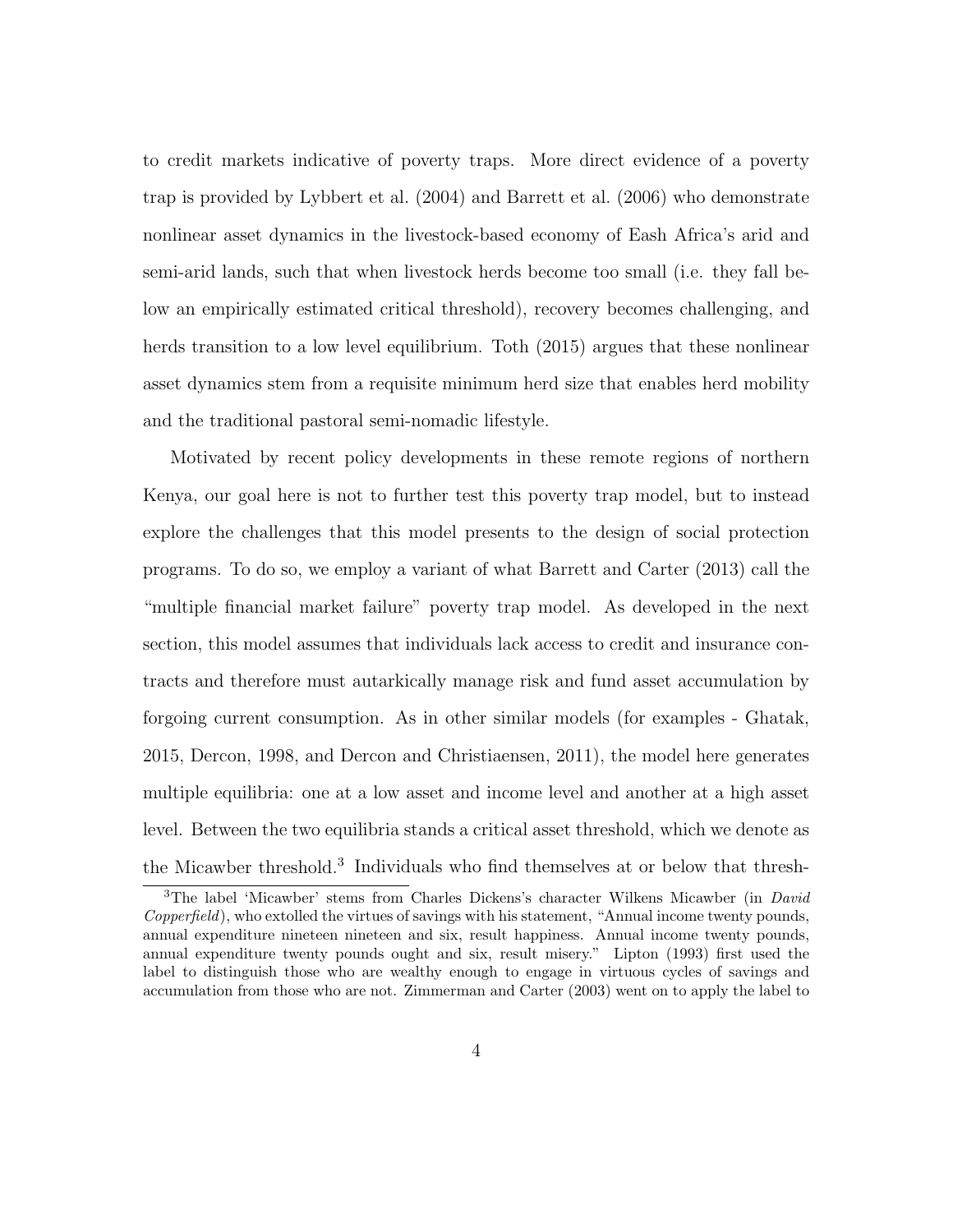to credit markets indicative of poverty traps. More direct evidence of a poverty trap is provided by Lybbert et al. (2004) and Barrett et al. (2006) who demonstrate nonlinear asset dynamics in the livestock-based economy of Eash Africa's arid and semi-arid lands, such that when livestock herds become too small (i.e. they fall below an empirically estimated critical threshold), recovery becomes challenging, and herds transition to a low level equilibrium. Toth (2015) argues that these nonlinear asset dynamics stem from a requisite minimum herd size that enables herd mobility and the traditional pastoral semi-nomadic lifestyle.

Motivated by recent policy developments in these remote regions of northern Kenya, our goal here is not to further test this poverty trap model, but to instead explore the challenges that this model presents to the design of social protection programs. To do so, we employ a variant of what Barrett and Carter (2013) call the "multiple financial market failure" poverty trap model. As developed in the next section, this model assumes that individuals lack access to credit and insurance contracts and therefore must autarkically manage risk and fund asset accumulation by forgoing current consumption. As in other similar models (for examples - Ghatak, 2015, Dercon, 1998, and Dercon and Christiaensen, 2011), the model here generates multiple equilibria: one at a low asset and income level and another at a high asset level. Between the two equilibria stands a critical asset threshold, which we denote as the Micawber threshold.[3] Individuals who find themselves at or below that thresh-

[3]The label 'Micawber' stems from Charles Dickens's character Wilkens Micawber (in *David Copperfield*), who extolled the virtues of savings with his statement, "Annual income twenty pounds, annual expenditure nineteen nineteen and six, result happiness. Annual income twenty pounds, annual expenditure twenty pounds ought and six, result misery." Lipton (1993) first used the label to distinguish those who are wealthy enough to engage in virtuous cycles of savings and accumulation from those who are not. Zimmerman and Carter (2003) went on to apply the label to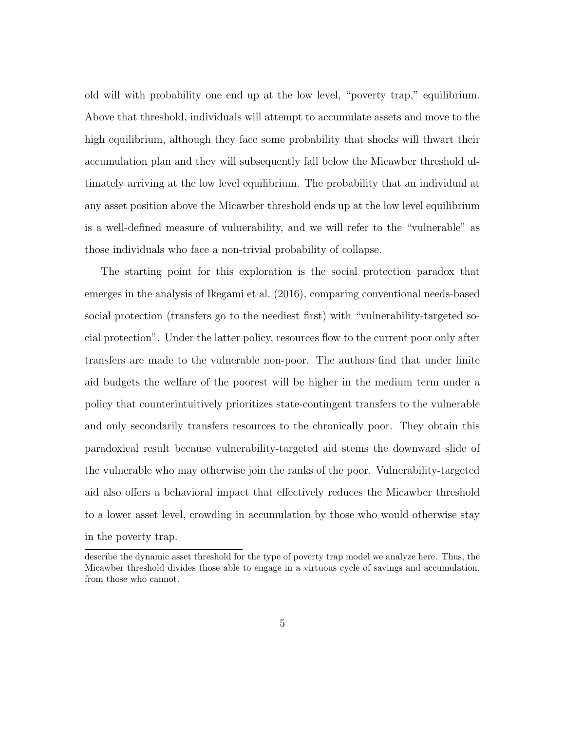old will with probability one end up at the low level, "poverty trap," equilibrium. Above that threshold, individuals will attempt to accumulate assets and move to the high equilibrium, although they face some probability that shocks will thwart their accumulation plan and they will subsequently fall below the Micawber threshold ultimately arriving at the low level equilibrium. The probability that an individual at any asset position above the Micawber threshold ends up at the low level equilibrium is a well-defined measure of vulnerability, and we will refer to the "vulnerable" as those individuals who face a non-trivial probability of collapse.

The starting point for this exploration is the social protection paradox that emerges in the analysis of Ikegami et al. (2016), comparing conventional needs-based social protection (transfers go to the neediest first) with "vulnerability-targeted social protection". Under the latter policy, resources flow to the current poor only after transfers are made to the vulnerable non-poor. The authors find that under finite aid budgets the welfare of the poorest will be higher in the medium term under a policy that counterintuitively prioritizes state-contingent transfers to the vulnerable and only secondarily transfers resources to the chronically poor. They obtain this paradoxical result because vulnerability-targeted aid stems the downward slide of the vulnerable who may otherwise join the ranks of the poor. Vulnerability-targeted aid also offers a behavioral impact that effectively reduces the Micawber threshold to a lower asset level, crowding in accumulation by those who would otherwise stay in the poverty trap.

describe the dynamic asset threshold for the type of poverty trap model we analyze here. Thus, the Micawber threshold divides those able to engage in a virtuous cycle of savings and accumulation, from those who cannot.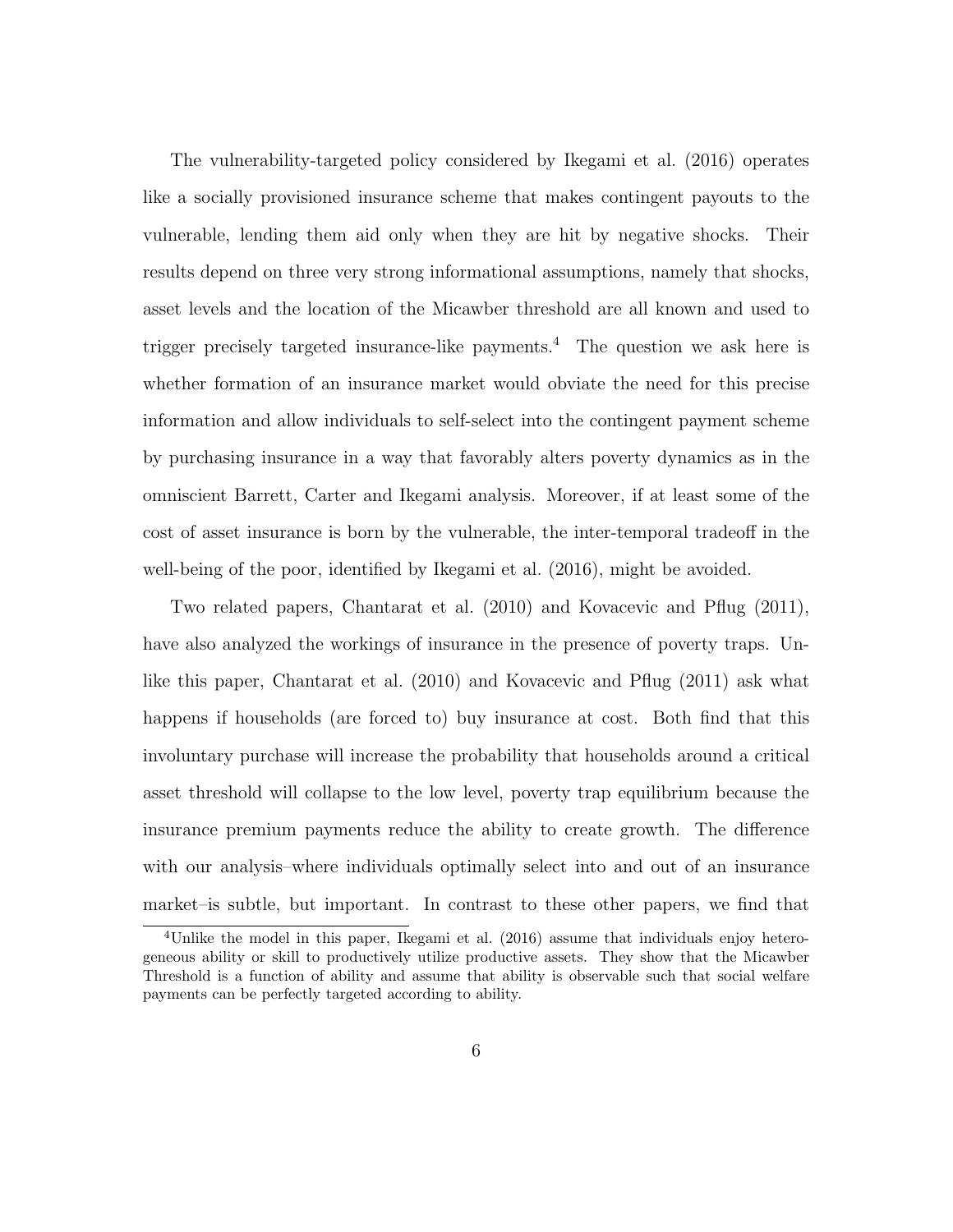The vulnerability-targeted policy considered by Ikegami et al. (2016) operates like a socially provisioned insurance scheme that makes contingent payouts to the vulnerable, lending them aid only when they are hit by negative shocks. Their results depend on three very strong informational assumptions, namely that shocks, asset levels and the location of the Micawber threshold are all known and used to trigger precisely targeted insurance-like payments.[4] The question we ask here is whether formation of an insurance market would obviate the need for this precise information and allow individuals to self-select into the contingent payment scheme by purchasing insurance in a way that favorably alters poverty dynamics as in the omniscient Barrett, Carter and Ikegami analysis. Moreover, if at least some of the cost of asset insurance is born by the vulnerable, the inter-temporal tradeoff in the well-being of the poor, identified by Ikegami et al. (2016), might be avoided.

Two related papers, Chantarat et al. (2010) and Kovacevic and Pflug (2011), have also analyzed the workings of insurance in the presence of poverty traps. Unlike this paper, Chantarat et al. (2010) and Kovacevic and Pflug (2011) ask what happens if households (are forced to) buy insurance at cost. Both find that this involuntary purchase will increase the probability that households around a critical asset threshold will collapse to the low level, poverty trap equilibrium because the insurance premium payments reduce the ability to create growth. The difference with our analysis–where individuals optimally select into and out of an insurance market–is subtle, but important. In contrast to these other papers, we find that

[4]Unlike the model in this paper, Ikegami et al. (2016) assume that individuals enjoy heterogeneous ability or skill to productively utilize productive assets. They show that the Micawber Threshold is a function of ability and assume that ability is observable such that social welfare payments can be perfectly targeted according to ability.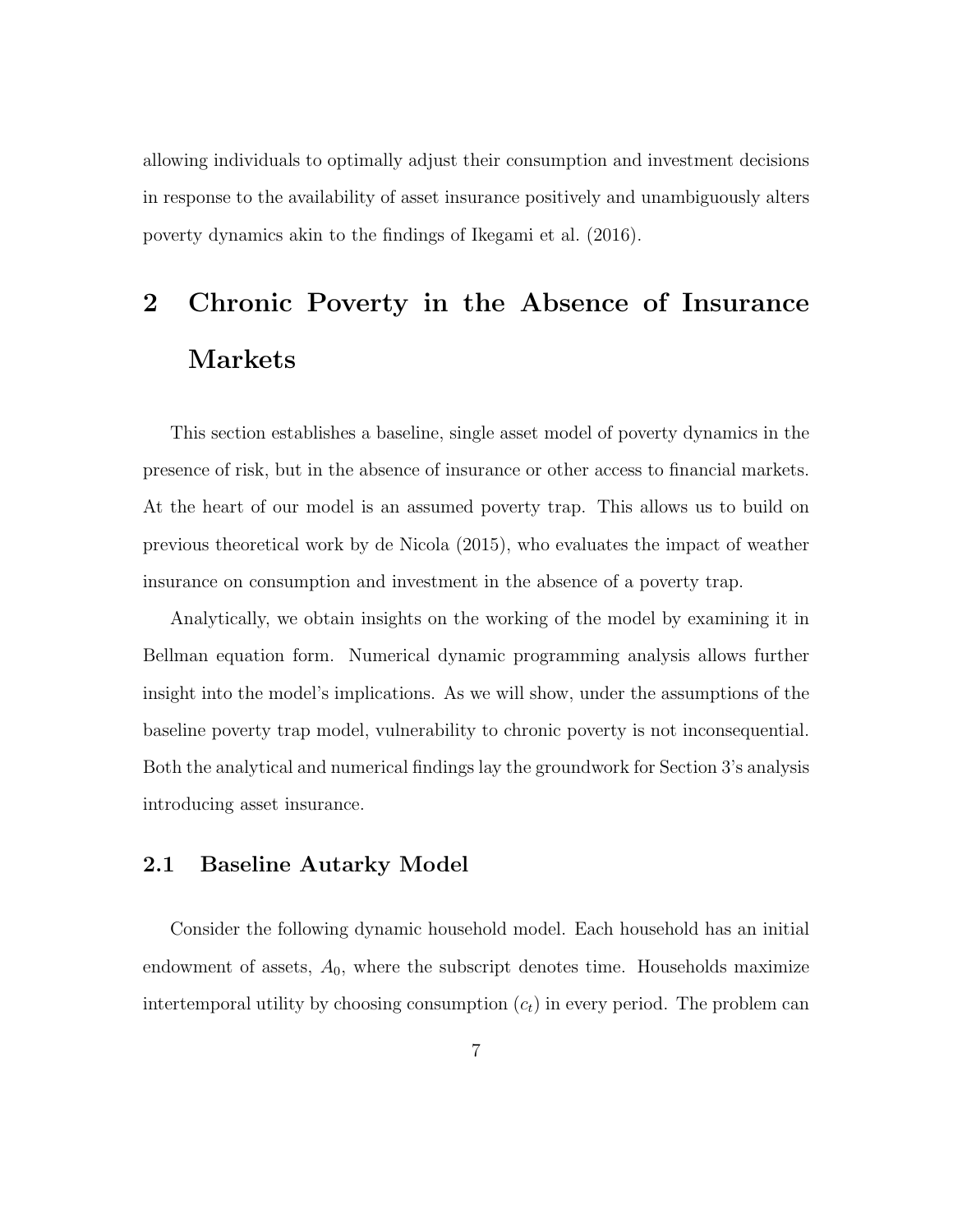allowing individuals to optimally adjust their consumption and investment decisions in response to the availability of asset insurance positively and unambiguously alters poverty dynamics akin to the findings of Ikegami et al. (2016).

# 2 Chronic Poverty in the Absence of Insurance Markets

This section establishes a baseline, single asset model of poverty dynamics in the presence of risk, but in the absence of insurance or other access to financial markets. At the heart of our model is an assumed poverty trap. This allows us to build on previous theoretical work by de Nicola (2015), who evaluates the impact of weather insurance on consumption and investment in the absence of a poverty trap.

Analytically, we obtain insights on the working of the model by examining it in Bellman equation form. Numerical dynamic programming analysis allows further insight into the model's implications. As we will show, under the assumptions of the baseline poverty trap model, vulnerability to chronic poverty is not inconsequential. Both the analytical and numerical findings lay the groundwork for Section 3's analysis introducing asset insurance.

## 2.1 Baseline Autarky Model

Consider the following dynamic household model. Each household has an initial endowment of assets, $A_0$, where the subscript denotes time. Households maximize intertemporal utility by choosing consumption ($c_t$) in every period. The problem can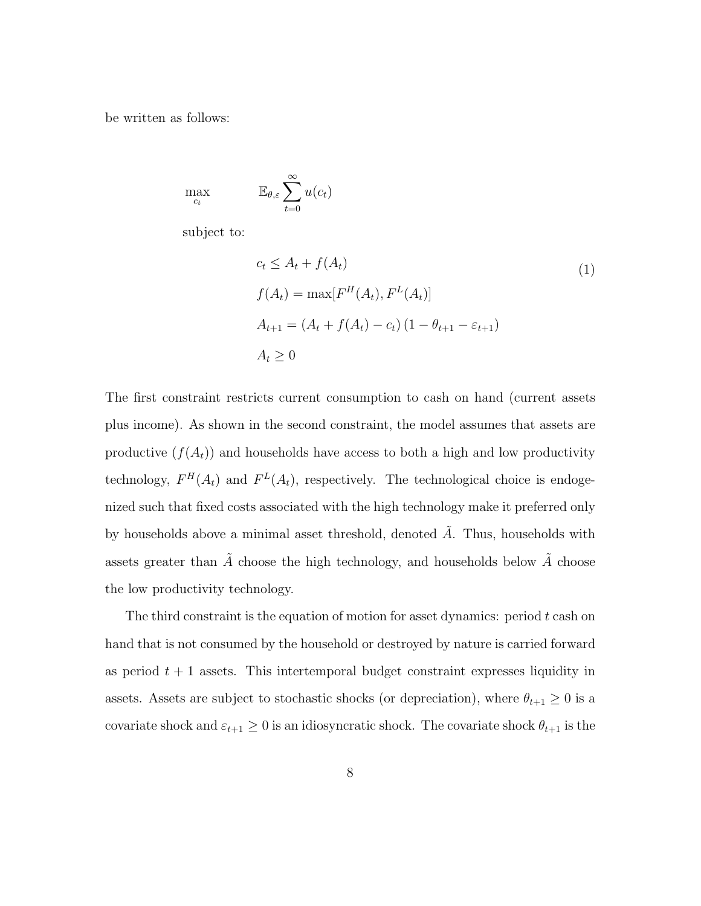be written as follows:

$$
\max_{c_t} \qquad \mathbb{E}_{\theta,\varepsilon} \sum_{t=0}^{\infty} u(c_t)
$$

subject to:

$$
\begin{aligned}
& c_t \leq A_t + f(A_t) \\
& f(A_t) = \max[F^H(A_t), F^L(A_t)] \\
& A_{t+1} = (A_t + f(A_t) - c_t)(1 - \theta_{t+1} - \varepsilon_{t+1}) \\
& A_t \geq 0
\end{aligned}
\tag{1}
$$

The first constraint restricts current consumption to cash on hand (current assets plus income). As shown in the second constraint, the model assumes that assets are productive ($f(A_t)$) and households have access to both a high and low productivity technology, $F^H(A_t)$ and $F^L(A_t)$, respectively. The technological choice is endogenized such that fixed costs associated with the high technology make it preferred only by households above a minimal asset threshold, denoted $\tilde{A}$. Thus, households with assets greater than $\tilde{A}$ choose the high technology, and households below $\tilde{A}$ choose the low productivity technology.

The third constraint is the equation of motion for asset dynamics: period $t$ cash on hand that is not consumed by the household or destroyed by nature is carried forward as period $t+1$ assets. This intertemporal budget constraint expresses liquidity in assets. Assets are subject to stochastic shocks (or depreciation), where $\theta_{t+1} \geq 0$ is a covariate shock and $\varepsilon_{t+1} \geq 0$ is an idiosyncratic shock. The covariate shock $\theta_{t+1}$ is the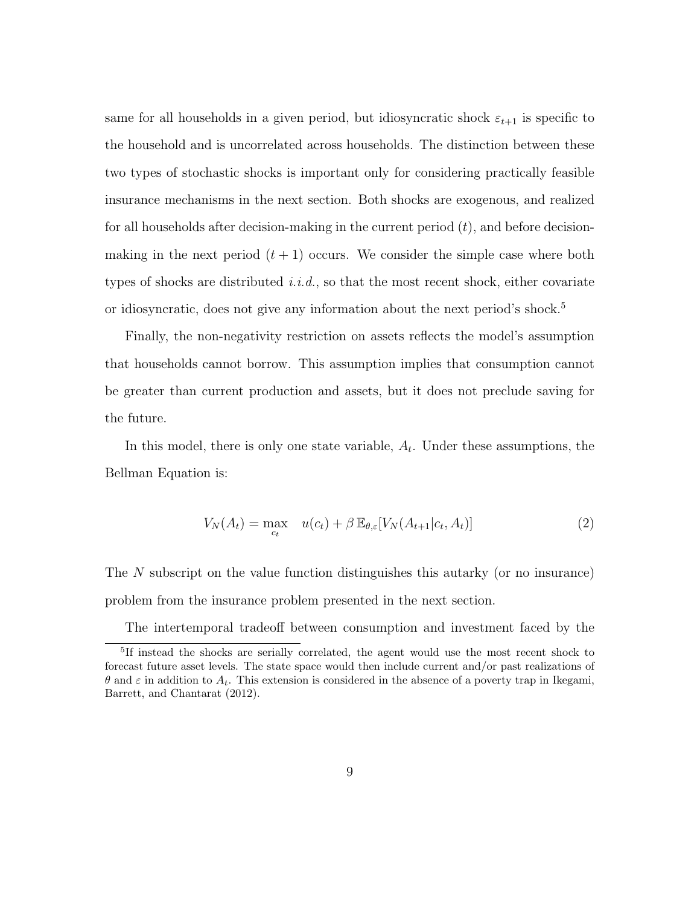same for all households in a given period, but idiosyncratic shock $\varepsilon_{t+1}$ is specific to the household and is uncorrelated across households. The distinction between these two types of stochastic shocks is important only for considering practically feasible insurance mechanisms in the next section. Both shocks are exogenous, and realized for all households after decision-making in the current period ($t$), and before decision-making in the next period ($t + 1$) occurs. We consider the simple case where both types of shocks are distributed *i.i.d.*, so that the most recent shock, either covariate or idiosyncratic, does not give any information about the next period's shock.[5]

Finally, the non-negativity restriction on assets reflects the model's assumption that households cannot borrow. This assumption implies that consumption cannot be greater than current production and assets, but it does not preclude saving for the future.

In this model, there is only one state variable, $A_t$. Under these assumptions, the Bellman Equation is:

$$V_N(A_t) = \max_{c_t} \quad u(c_t) + \beta \, \mathbb{E}_{\theta,\varepsilon}[V_N(A_{t+1}|c_t, A_t)] \tag{2}$$

The $N$ subscript on the value function distinguishes this autarky (or no insurance) problem from the insurance problem presented in the next section.

The intertemporal tradeoff between consumption and investment faced by the

[5]If instead the shocks are serially correlated, the agent would use the most recent shock to forecast future asset levels. The state space would then include current and/or past realizations of $\theta$ and $\varepsilon$ in addition to $A_t$. This extension is considered in the absence of a poverty trap in Ikegami, Barrett, and Chantarat (2012).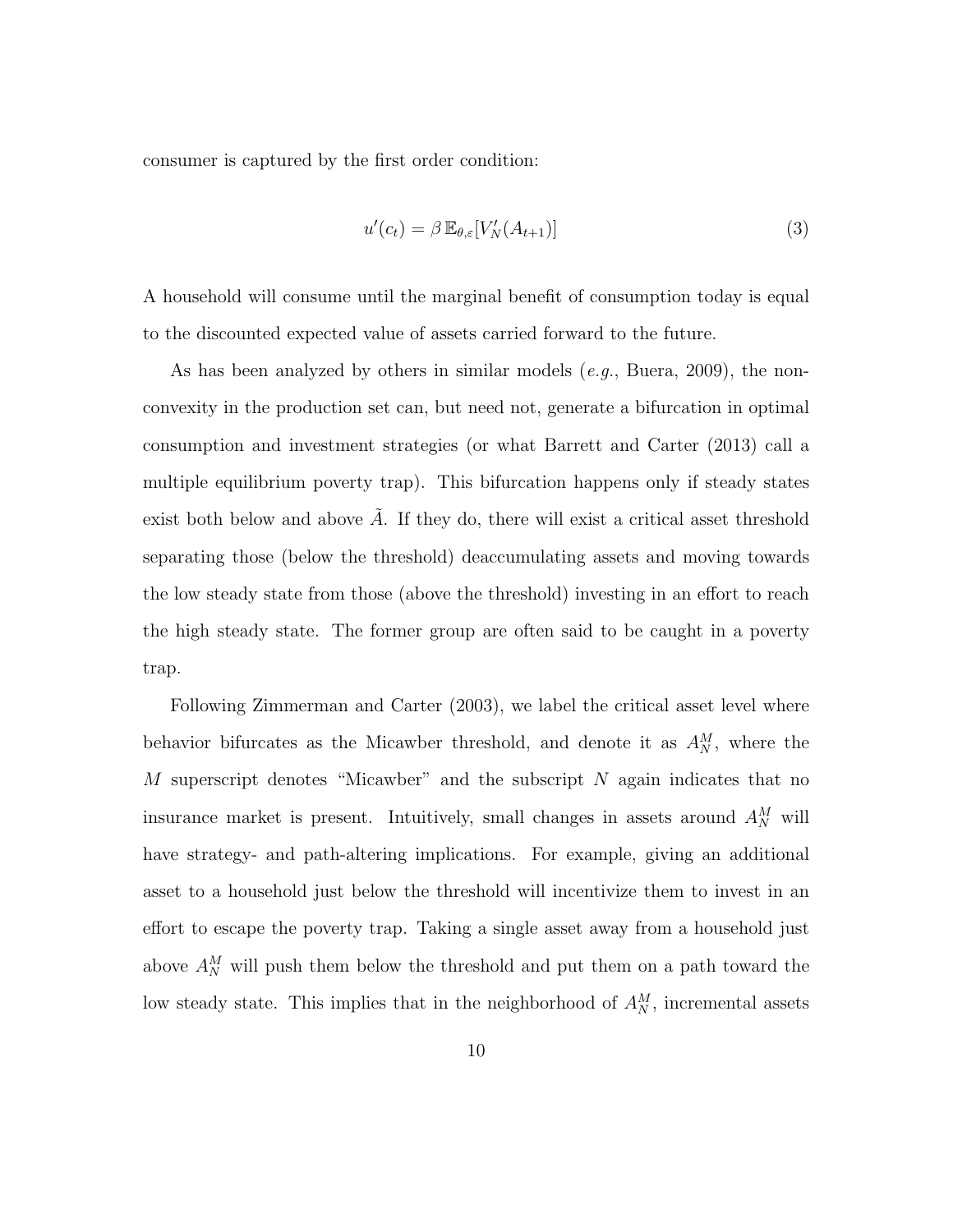consumer is captured by the first order condition:

$$u'(c_t) = \beta \, \mathbb{E}_{\theta,\varepsilon}[V_N'(A_{t+1})] \tag{3}$$

A household will consume until the marginal benefit of consumption today is equal to the discounted expected value of assets carried forward to the future.

As has been analyzed by others in similar models (*e.g.*, Buera, 2009), the non-convexity in the production set can, but need not, generate a bifurcation in optimal consumption and investment strategies (or what Barrett and Carter (2013) call a multiple equilibrium poverty trap). This bifurcation happens only if steady states exist both below and above $\tilde{A}$. If they do, there will exist a critical asset threshold separating those (below the threshold) deaccumulating assets and moving towards the low steady state from those (above the threshold) investing in an effort to reach the high steady state. The former group are often said to be caught in a poverty trap.

Following Zimmerman and Carter (2003), we label the critical asset level where behavior bifurcates as the Micawber threshold, and denote it as $A_N^M$, where the $M$ superscript denotes "Micawber" and the subscript $N$ again indicates that no insurance market is present. Intuitively, small changes in assets around $A_N^M$ will have strategy- and path-altering implications. For example, giving an additional asset to a household just below the threshold will incentivize them to invest in an effort to escape the poverty trap. Taking a single asset away from a household just above $A_N^M$ will push them below the threshold and put them on a path toward the low steady state. This implies that in the neighborhood of $A_N^M$, incremental assets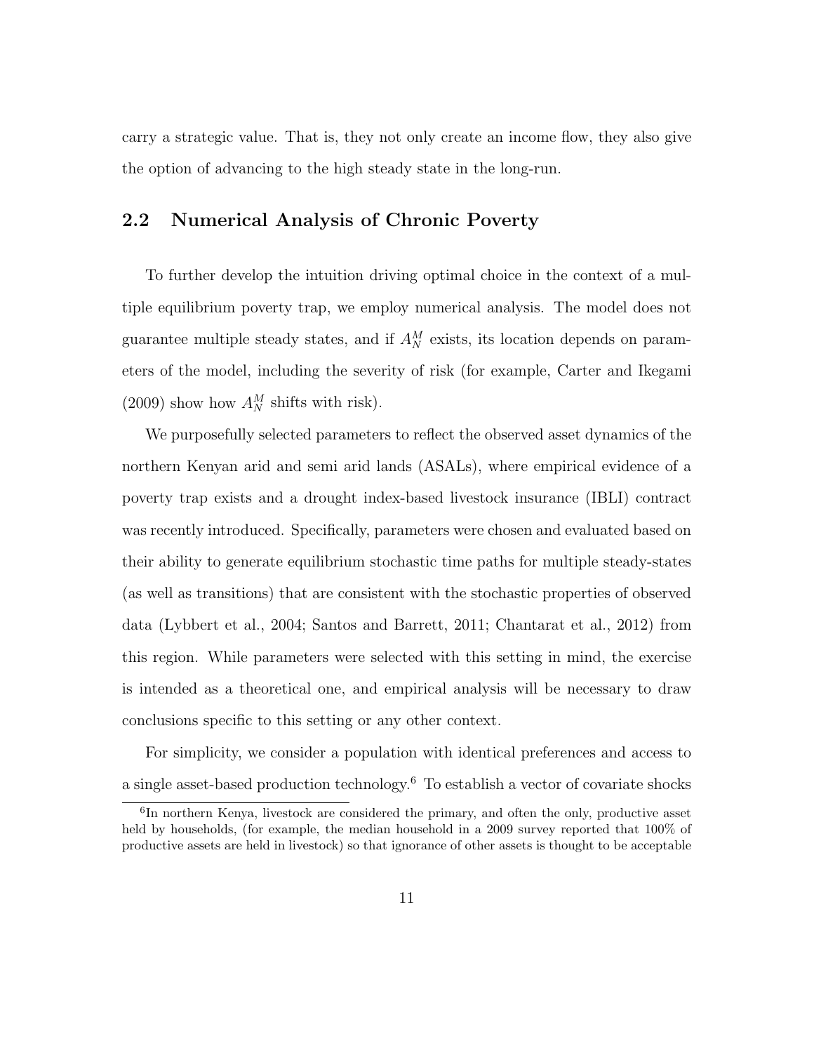carry a strategic value. That is, they not only create an income flow, they also give the option of advancing to the high steady state in the long-run.

## 2.2 Numerical Analysis of Chronic Poverty

To further develop the intuition driving optimal choice in the context of a multiple equilibrium poverty trap, we employ numerical analysis. The model does not guarantee multiple steady states, and if $A_N^M$ exists, its location depends on parameters of the model, including the severity of risk (for example, Carter and Ikegami (2009) show how $A_N^M$ shifts with risk).

We purposefully selected parameters to reflect the observed asset dynamics of the northern Kenyan arid and semi arid lands (ASALs), where empirical evidence of a poverty trap exists and a drought index-based livestock insurance (IBLI) contract was recently introduced. Specifically, parameters were chosen and evaluated based on their ability to generate equilibrium stochastic time paths for multiple steady-states (as well as transitions) that are consistent with the stochastic properties of observed data (Lybbert et al., 2004; Santos and Barrett, 2011; Chantarat et al., 2012) from this region. While parameters were selected with this setting in mind, the exercise is intended as a theoretical one, and empirical analysis will be necessary to draw conclusions specific to this setting or any other context.

For simplicity, we consider a population with identical preferences and access to a single asset-based production technology.[6] To establish a vector of covariate shocks

[6] In northern Kenya, livestock are considered the primary, and often the only, productive asset held by households, (for example, the median household in a 2009 survey reported that 100% of productive assets are held in livestock) so that ignorance of other assets is thought to be acceptable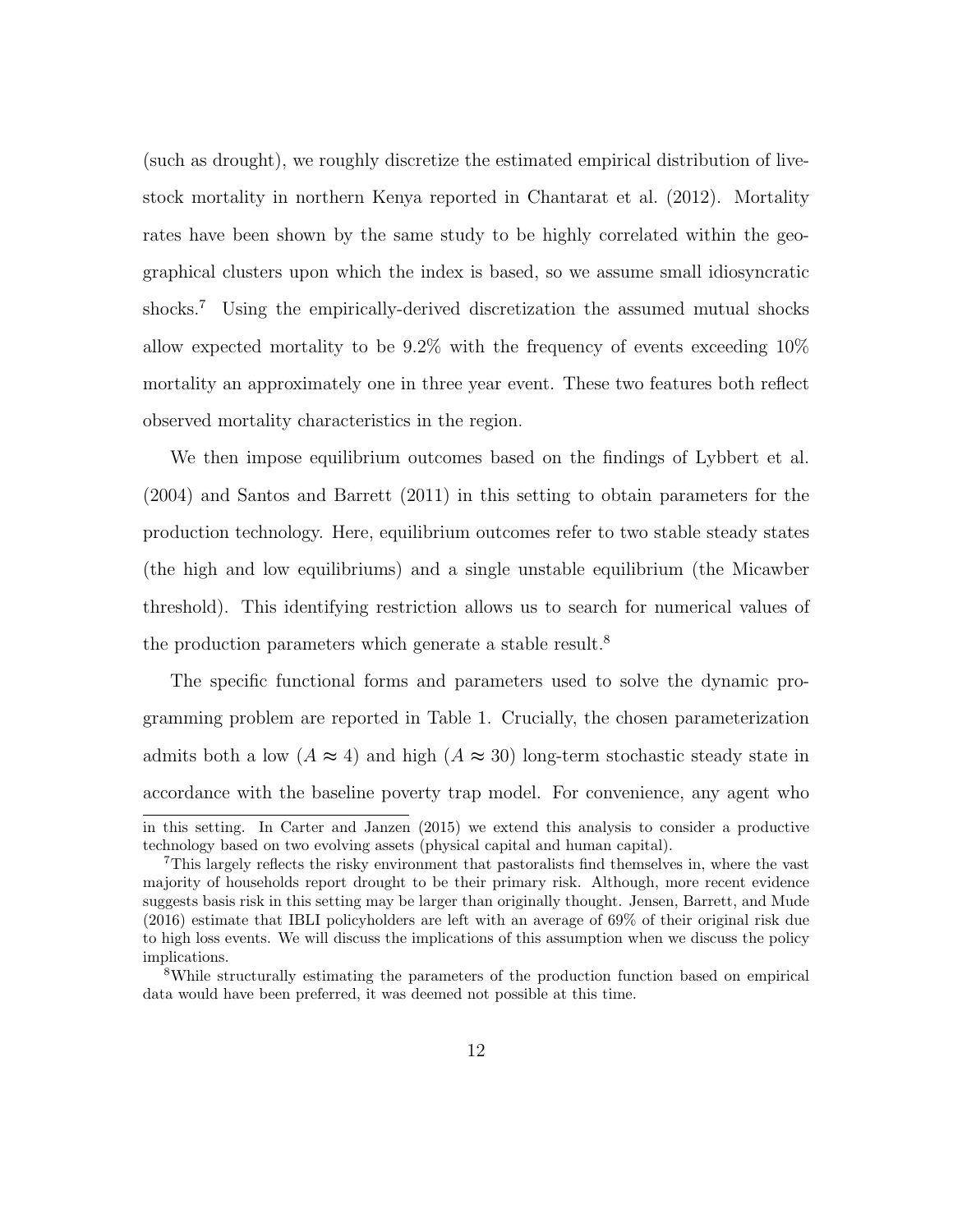(such as drought), we roughly discretize the estimated empirical distribution of livestock mortality in northern Kenya reported in Chantarat et al. (2012). Mortality rates have been shown by the same study to be highly correlated within the geographical clusters upon which the index is based, so we assume small idiosyncratic shocks.[7] Using the empirically-derived discretization the assumed mutual shocks allow expected mortality to be 9.2% with the frequency of events exceeding 10% mortality an approximately one in three year event. These two features both reflect observed mortality characteristics in the region.

We then impose equilibrium outcomes based on the findings of Lybbert et al. (2004) and Santos and Barrett (2011) in this setting to obtain parameters for the production technology. Here, equilibrium outcomes refer to two stable steady states (the high and low equilibriums) and a single unstable equilibrium (the Micawber threshold). This identifying restriction allows us to search for numerical values of the production parameters which generate a stable result.[8]

The specific functional forms and parameters used to solve the dynamic programming problem are reported in Table 1. Crucially, the chosen parameterization admits both a low ($A \approx 4$) and high ($A \approx 30$) long-term stochastic steady state in accordance with the baseline poverty trap model. For convenience, any agent who

---

in this setting. In Carter and Janzen (2015) we extend this analysis to consider a productive technology based on two evolving assets (physical capital and human capital).

[7] This largely reflects the risky environment that pastoralists find themselves in, where the vast majority of households report drought to be their primary risk. Although, more recent evidence suggests basis risk in this setting may be larger than originally thought. Jensen, Barrett, and Mude (2016) estimate that IBLI policyholders are left with an average of 69% of their original risk due to high loss events. We will discuss the implications of this assumption when we discuss the policy implications.

[8] While structurally estimating the parameters of the production function based on empirical data would have been preferred, it was deemed not possible at this time.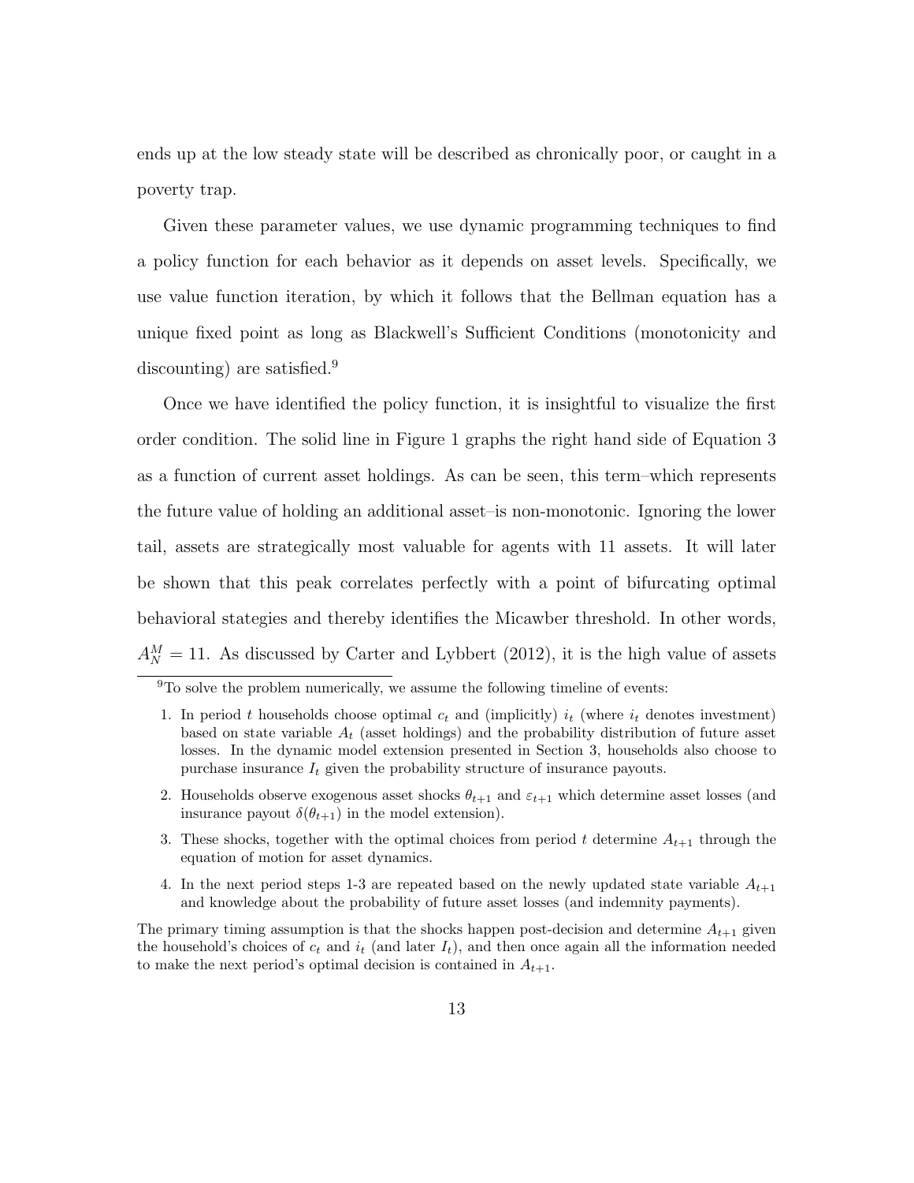ends up at the low steady state will be described as chronically poor, or caught in a poverty trap.

Given these parameter values, we use dynamic programming techniques to find a policy function for each behavior as it depends on asset levels. Specifically, we use value function iteration, by which it follows that the Bellman equation has a unique fixed point as long as Blackwell's Sufficient Conditions (monotonicity and discounting) are satisfied.[9]

Once we have identified the policy function, it is insightful to visualize the first order condition. The solid line in Figure 1 graphs the right hand side of Equation 3 as a function of current asset holdings. As can be seen, this term–which represents the future value of holding an additional asset–is non-monotonic. Ignoring the lower tail, assets are strategically most valuable for agents with 11 assets. It will later be shown that this peak correlates perfectly with a point of bifurcating optimal behavioral stategies and thereby identifies the Micawber threshold. In other words, $A_N^M = 11$. As discussed by Carter and Lybbert (2012), it is the high value of assets

[9] To solve the problem numerically, we assume the following timeline of events:

1. In period $t$ households choose optimal $c_t$ and (implicitly) $i_t$ (where $i_t$ denotes investment) based on state variable $A_t$ (asset holdings) and the probability distribution of future asset losses. In the dynamic model extension presented in Section 3, households also choose to purchase insurance $I_t$ given the probability structure of insurance payouts.
2. Households observe exogenous asset shocks $\theta_{t+1}$ and $\varepsilon_{t+1}$ which determine asset losses (and insurance payout $\delta(\theta_{t+1})$ in the model extension).
3. These shocks, together with the optimal choices from period $t$ determine $A_{t+1}$ through the equation of motion for asset dynamics.
4. In the next period steps 1-3 are repeated based on the newly updated state variable $A_{t+1}$ and knowledge about the probability of future asset losses (and indemnity payments).

The primary timing assumption is that the shocks happen post-decision and determine $A_{t+1}$ given the household's choices of $c_t$ and $i_t$ (and later $I_t$), and then once again all the information needed to make the next period's optimal decision is contained in $A_{t+1}$.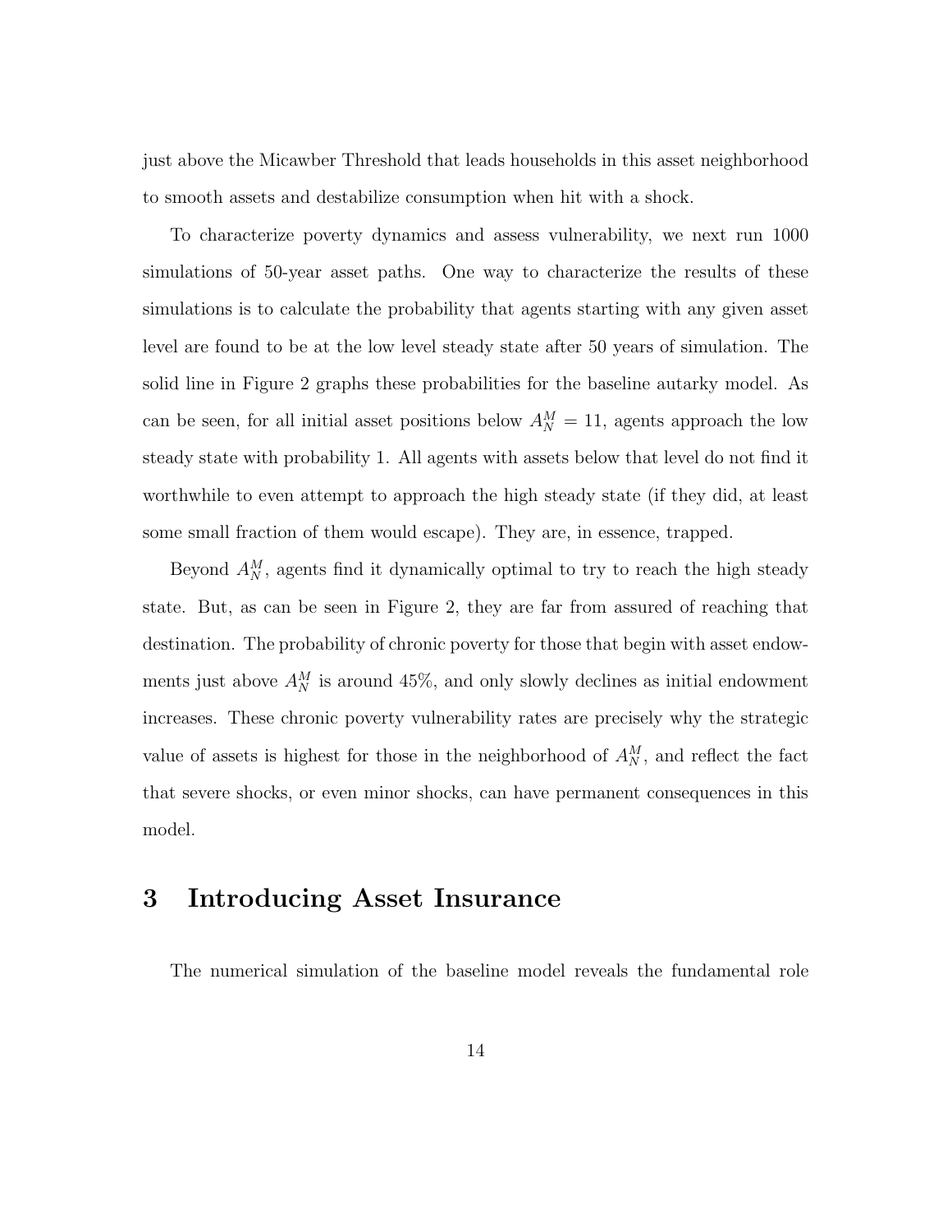just above the Micawber Threshold that leads households in this asset neighborhood to smooth assets and destabilize consumption when hit with a shock.

To characterize poverty dynamics and assess vulnerability, we next run 1000 simulations of 50-year asset paths. One way to characterize the results of these simulations is to calculate the probability that agents starting with any given asset level are found to be at the low level steady state after 50 years of simulation. The solid line in Figure 2 graphs these probabilities for the baseline autarky model. As can be seen, for all initial asset positions below $A_N^M = 11$, agents approach the low steady state with probability 1. All agents with assets below that level do not find it worthwhile to even attempt to approach the high steady state (if they did, at least some small fraction of them would escape). They are, in essence, trapped.

Beyond $A_N^M$, agents find it dynamically optimal to try to reach the high steady state. But, as can be seen in Figure 2, they are far from assured of reaching that destination. The probability of chronic poverty for those that begin with asset endowments just above $A_N^M$ is around 45%, and only slowly declines as initial endowment increases. These chronic poverty vulnerability rates are precisely why the strategic value of assets is highest for those in the neighborhood of $A_N^M$, and reflect the fact that severe shocks, or even minor shocks, can have permanent consequences in this model.

# 3 Introducing Asset Insurance

The numerical simulation of the baseline model reveals the fundamental role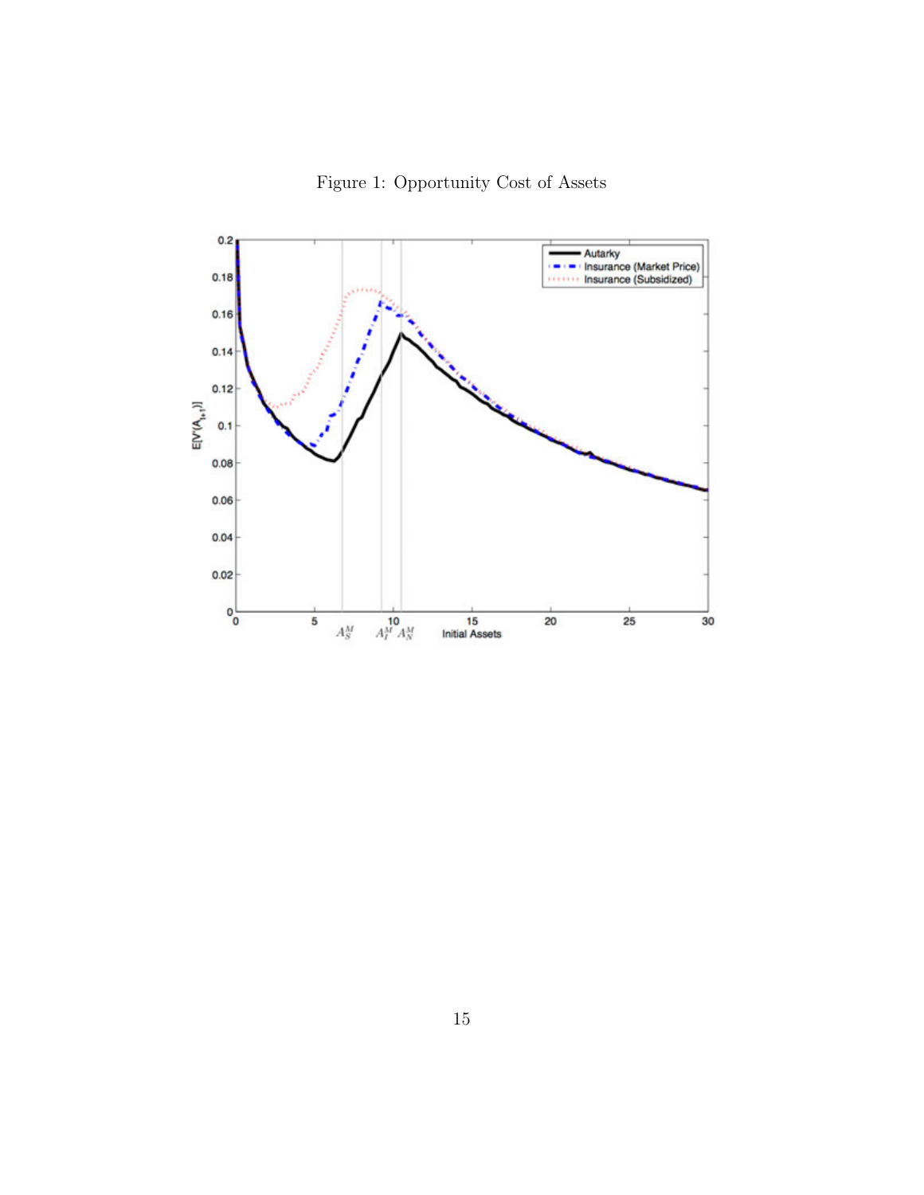Figure 1: Opportunity Cost of Assets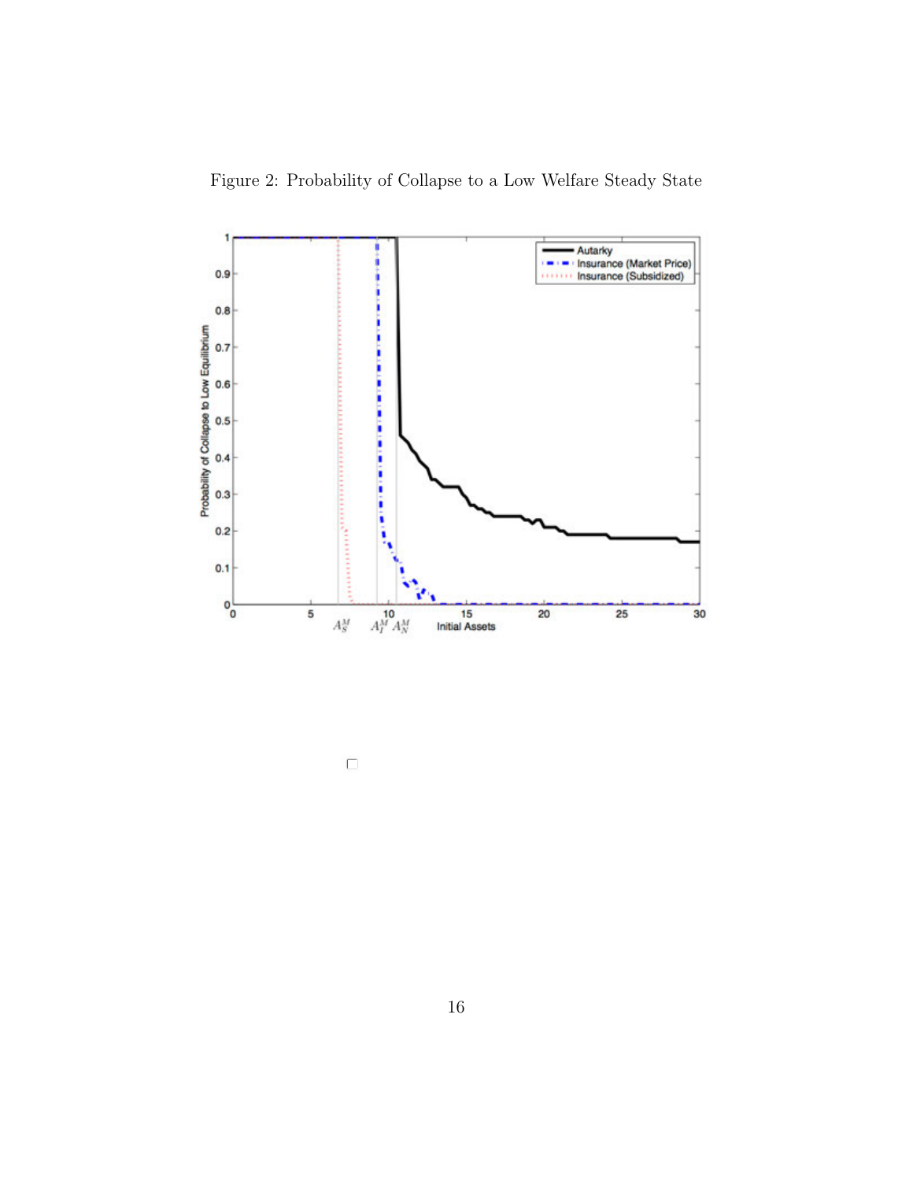Figure 2: Probability of Collapse to a Low Welfare Steady State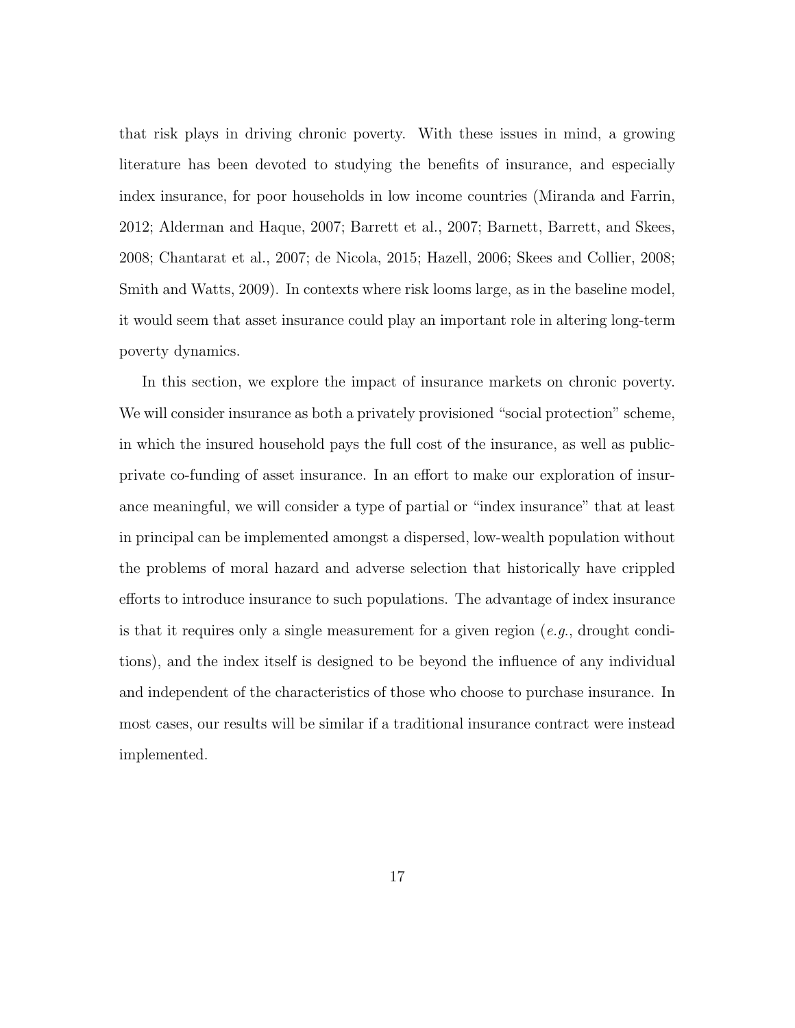that risk plays in driving chronic poverty. With these issues in mind, a growing literature has been devoted to studying the benefits of insurance, and especially index insurance, for poor households in low income countries (Miranda and Farrin, 2012; Alderman and Haque, 2007; Barrett et al., 2007; Barnett, Barrett, and Skees, 2008; Chantarat et al., 2007; de Nicola, 2015; Hazell, 2006; Skees and Collier, 2008; Smith and Watts, 2009). In contexts where risk looms large, as in the baseline model, it would seem that asset insurance could play an important role in altering long-term poverty dynamics.

In this section, we explore the impact of insurance markets on chronic poverty. We will consider insurance as both a privately provisioned "social protection" scheme, in which the insured household pays the full cost of the insurance, as well as public-private co-funding of asset insurance. In an effort to make our exploration of insurance meaningful, we will consider a type of partial or "index insurance" that at least in principal can be implemented amongst a dispersed, low-wealth population without the problems of moral hazard and adverse selection that historically have crippled efforts to introduce insurance to such populations. The advantage of index insurance is that it requires only a single measurement for a given region (*e.g.*, drought conditions), and the index itself is designed to be beyond the influence of any individual and independent of the characteristics of those who choose to purchase insurance. In most cases, our results will be similar if a traditional insurance contract were instead implemented.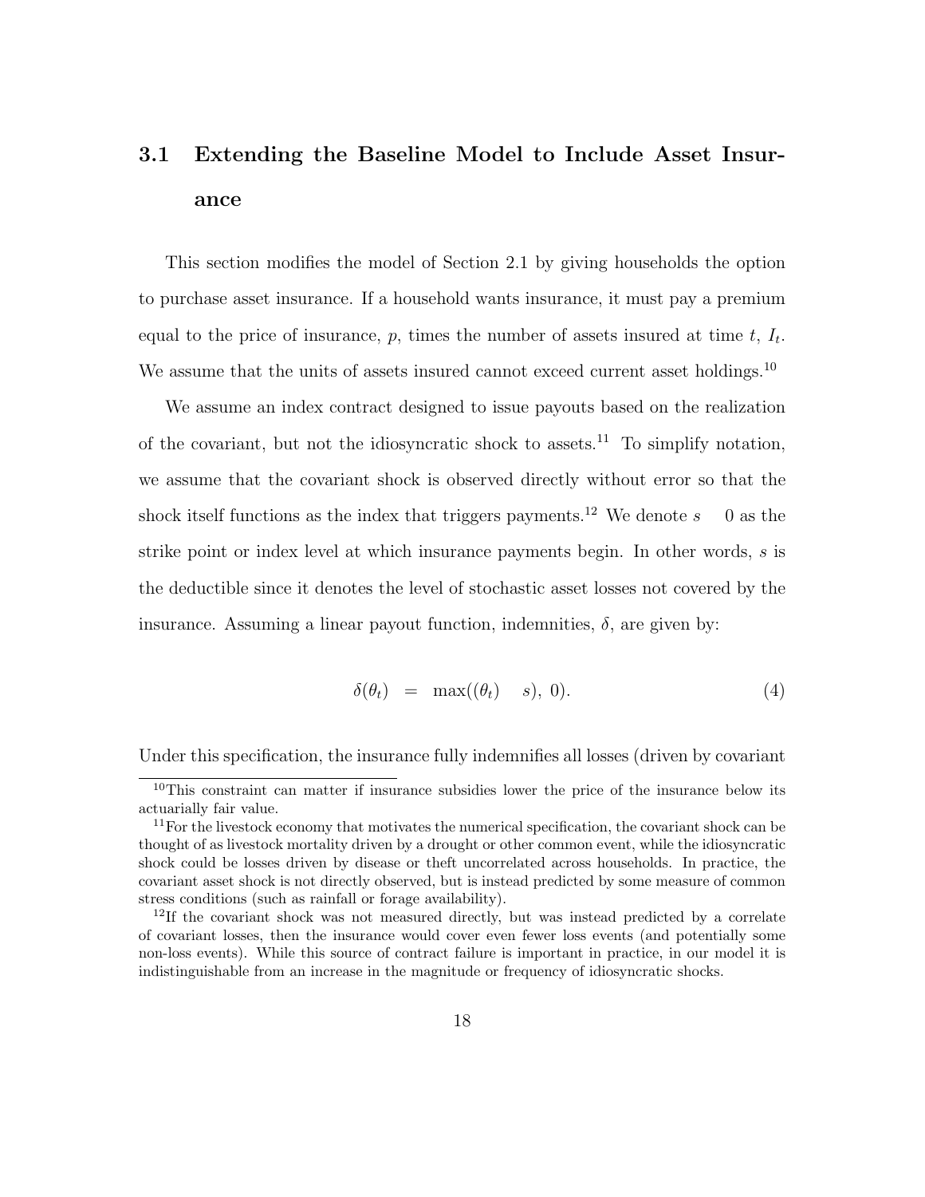## 3.1 Extending the Baseline Model to Include Asset Insurance

This section modifies the model of Section 2.1 by giving households the option to purchase asset insurance. If a household wants insurance, it must pay a premium equal to the price of insurance, $p$, times the number of assets insured at time $t$, $I_t$. We assume that the units of assets insured cannot exceed current asset holdings.[10]

We assume an index contract designed to issue payouts based on the realization of the covariant, but not the idiosyncratic shock to assets.[11] To simplify notation, we assume that the covariant shock is observed directly without error so that the shock itself functions as the index that triggers payments.[12] We denote $s \quad 0$ as the strike point or index level at which insurance payments begin. In other words, $s$ is the deductible since it denotes the level of stochastic asset losses not covered by the insurance. Assuming a linear payout function, indemnities, $\delta$, are given by:

$$\delta(\theta_t) \quad = \quad \max((\theta_t) \quad s), \ 0). \tag{4}$$

Under this specification, the insurance fully indemnifies all losses (driven by covariant

[10] This constraint can matter if insurance subsidies lower the price of the insurance below its actuarially fair value.

[11] For the livestock economy that motivates the numerical specification, the covariant shock can be thought of as livestock mortality driven by a drought or other common event, while the idiosyncratic shock could be losses driven by disease or theft uncorrelated across households. In practice, the covariant asset shock is not directly observed, but is instead predicted by some measure of common stress conditions (such as rainfall or forage availability).

[12] If the covariant shock was not measured directly, but was instead predicted by a correlate of covariant losses, then the insurance would cover even fewer loss events (and potentially some non-loss events). While this source of contract failure is important in practice, in our model it is indistinguishable from an increase in the magnitude or frequency of idiosyncratic shocks.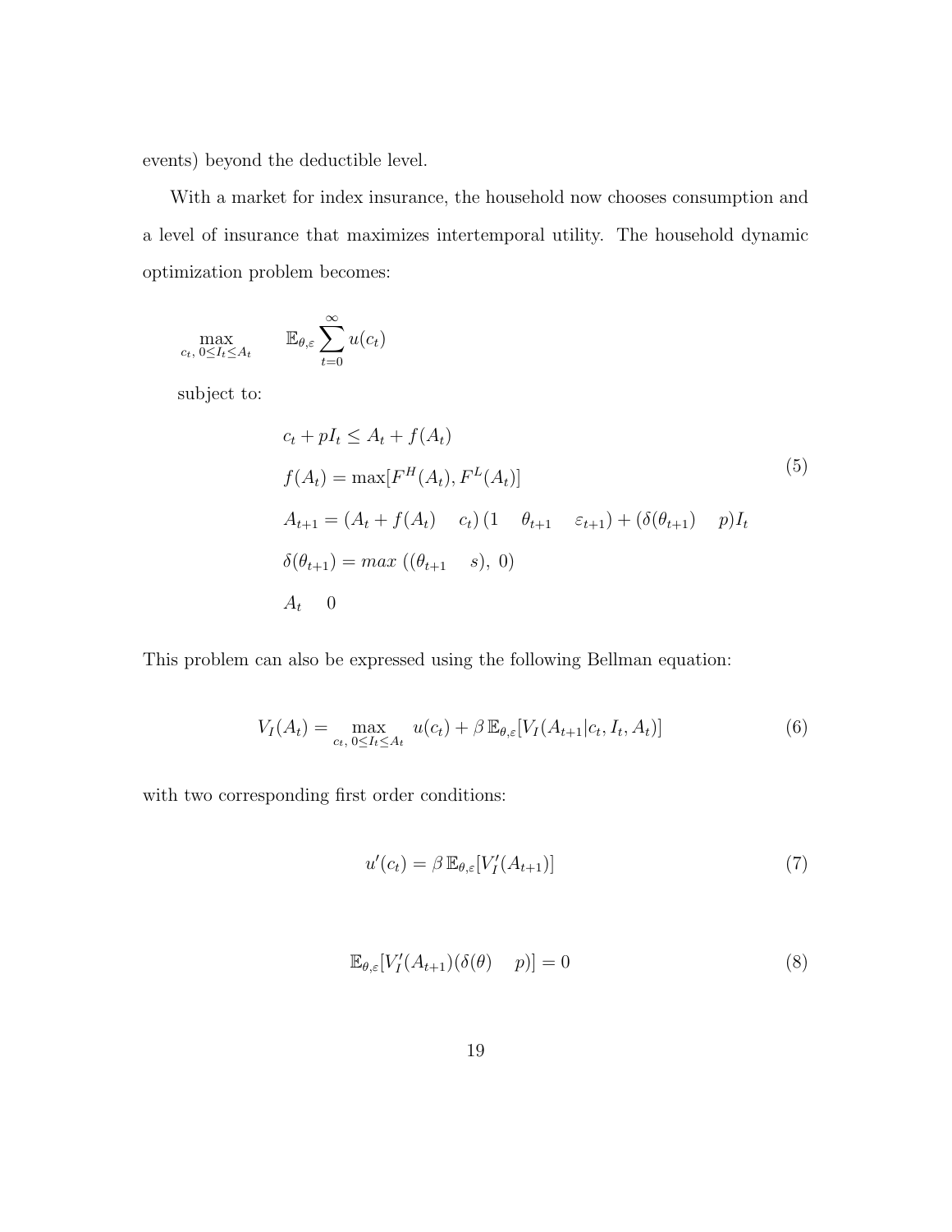events) beyond the deductible level.

With a market for index insurance, the household now chooses consumption and a level of insurance that maximizes intertemporal utility. The household dynamic optimization problem becomes:

$$\max_{c_t,\, 0 \leq I_t \leq A_t} \qquad \mathbb{E}_{\theta,\varepsilon} \sum_{t=0}^{\infty} u(c_t)$$

subject to:

$$
\begin{aligned}
& c_t + pI_t \leq A_t + f(A_t) \\
& f(A_t) = \max[F^H(A_t), F^L(A_t)] \\
& A_{t+1} = (A_t + f(A_t) \quad c_t)\,(1 \quad \theta_{t+1} \quad \varepsilon_{t+1}) + (\delta(\theta_{t+1}) \quad p)I_t \\
& \delta(\theta_{t+1}) = max\ ((\theta_{t+1} \quad s),\ 0) \\
& A_t \quad 0
\end{aligned}
\tag{5}
$$

This problem can also be expressed using the following Bellman equation:

$$V_I(A_t) = \max_{c_t,\, 0 \leq I_t \leq A_t} \; u(c_t) + \beta\, \mathbb{E}_{\theta,\varepsilon}[V_I(A_{t+1}|c_t, I_t, A_t)] \tag{6}$$

with two corresponding first order conditions:

$$u'(c_t) = \beta\, \mathbb{E}_{\theta,\varepsilon}[V_I'(A_{t+1})] \tag{7}$$

$$\mathbb{E}_{\theta,\varepsilon}[V_I'(A_{t+1})(\delta(\theta) \quad p)] = 0 \tag{8}$$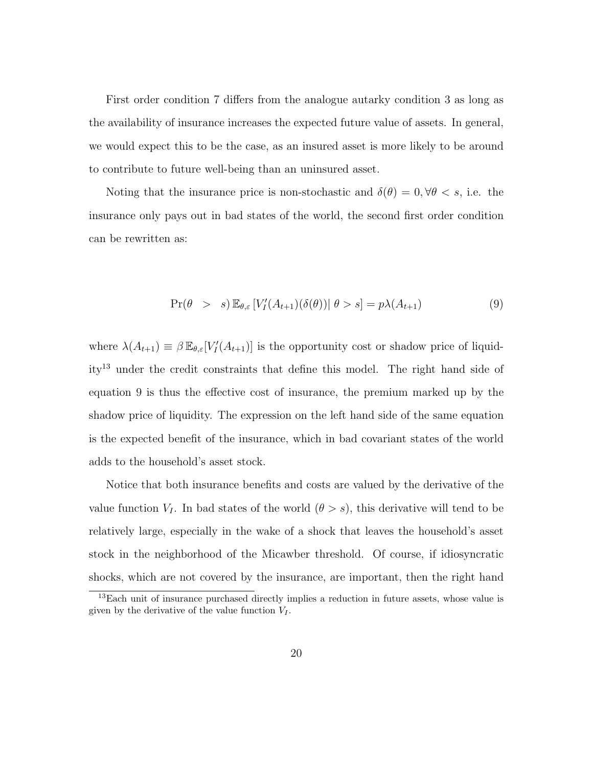First order condition 7 differs from the analogue autarky condition 3 as long as the availability of insurance increases the expected future value of assets. In general, we would expect this to be the case, as an insured asset is more likely to be around to contribute to future well-being than an uninsured asset.

Noting that the insurance price is non-stochastic and $\delta(\theta) = 0, \forall \theta < s$, i.e. the insurance only pays out in bad states of the world, the second first order condition can be rewritten as:

$$\Pr(\theta > s) \, \mathbb{E}_{\theta,\varepsilon} \left[ V_I'(A_{t+1})(\delta(\theta)) \right| \theta > s] = p\lambda(A_{t+1}) \tag{9}$$

where $\lambda(A_{t+1}) \equiv \beta \, \mathbb{E}_{\theta,\varepsilon}[V_I'(A_{t+1})]$ is the opportunity cost or shadow price of liquidity[13] under the credit constraints that define this model. The right hand side of equation 9 is thus the effective cost of insurance, the premium marked up by the shadow price of liquidity. The expression on the left hand side of the same equation is the expected benefit of the insurance, which in bad covariant states of the world adds to the household's asset stock.

Notice that both insurance benefits and costs are valued by the derivative of the value function $V_I$. In bad states of the world ($\theta > s$), this derivative will tend to be relatively large, especially in the wake of a shock that leaves the household's asset stock in the neighborhood of the Micawber threshold. Of course, if idiosyncratic shocks, which are not covered by the insurance, are important, then the right hand

[13] Each unit of insurance purchased directly implies a reduction in future assets, whose value is given by the derivative of the value function $V_I$.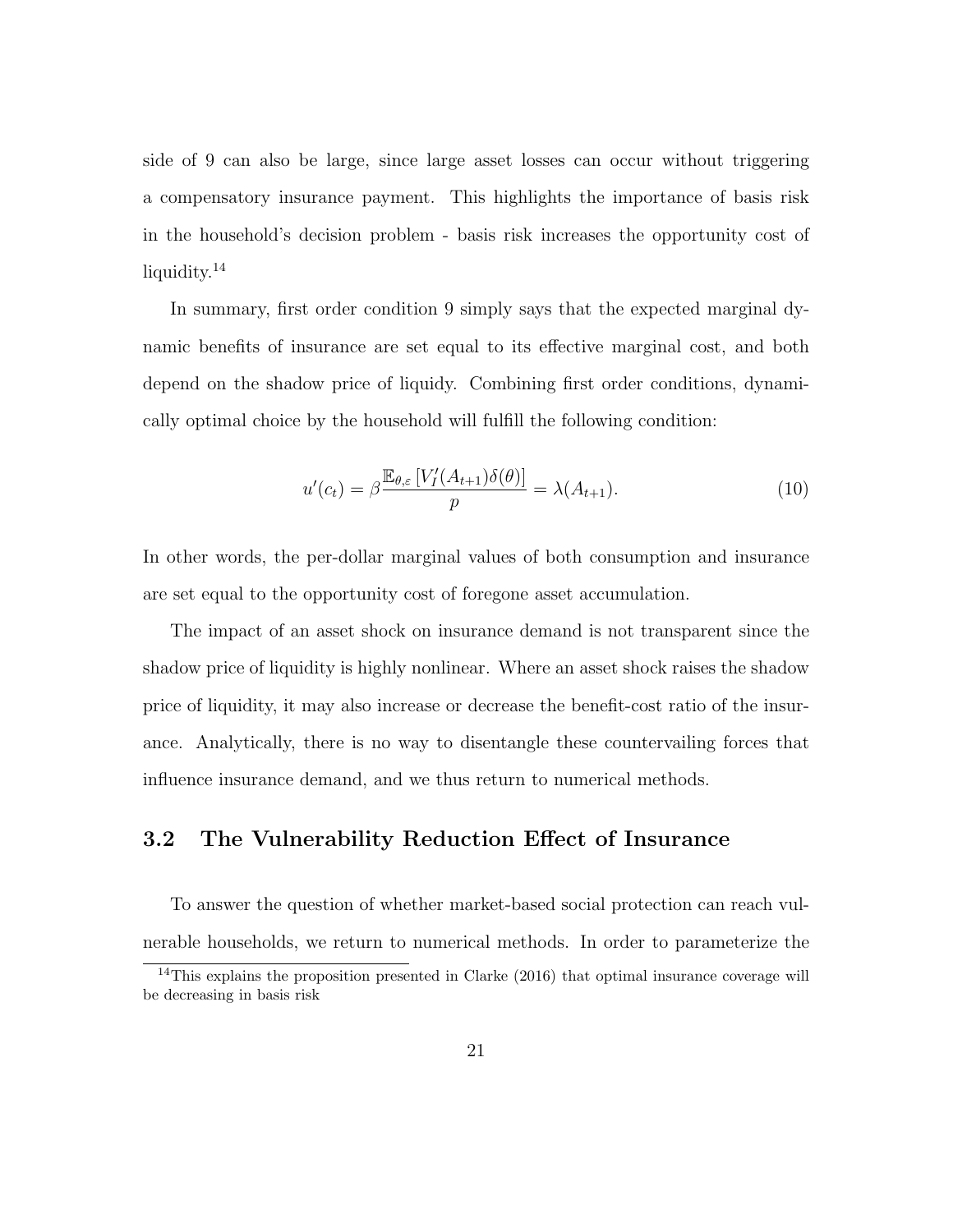side of 9 can also be large, since large asset losses can occur without triggering a compensatory insurance payment. This highlights the importance of basis risk in the household's decision problem - basis risk increases the opportunity cost of liquidity.[14]

In summary, first order condition 9 simply says that the expected marginal dynamic benefits of insurance are set equal to its effective marginal cost, and both depend on the shadow price of liquidy. Combining first order conditions, dynamically optimal choice by the household will fulfill the following condition:

$$u'(c_t) = \beta \frac{\mathbb{E}_{\theta,\varepsilon}\left[V_I'(A_{t+1})\delta(\theta)\right]}{p} = \lambda(A_{t+1}). \tag{10}$$

In other words, the per-dollar marginal values of both consumption and insurance are set equal to the opportunity cost of foregone asset accumulation.

The impact of an asset shock on insurance demand is not transparent since the shadow price of liquidity is highly nonlinear. Where an asset shock raises the shadow price of liquidity, it may also increase or decrease the benefit-cost ratio of the insurance. Analytically, there is no way to disentangle these countervailing forces that influence insurance demand, and we thus return to numerical methods.

## 3.2 The Vulnerability Reduction Effect of Insurance

To answer the question of whether market-based social protection can reach vulnerable households, we return to numerical methods. In order to parameterize the

[14] This explains the proposition presented in Clarke (2016) that optimal insurance coverage will be decreasing in basis risk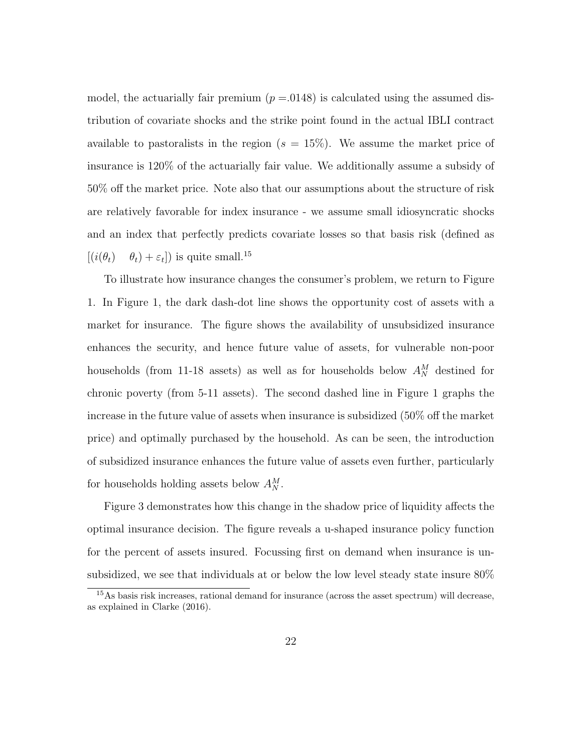model, the actuarially fair premium ($p$ =.0148) is calculated using the assumed distribution of covariate shocks and the strike point found in the actual IBLI contract available to pastoralists in the region ($s = 15\%$). We assume the market price of insurance is 120% of the actuarially fair value. We additionally assume a subsidy of 50% off the market price. Note also that our assumptions about the structure of risk are relatively favorable for index insurance - we assume small idiosyncratic shocks and an index that perfectly predicts covariate losses so that basis risk (defined as $[(i(\theta_t) \quad \theta_t) + \varepsilon_t])$ is quite small.[15]

To illustrate how insurance changes the consumer's problem, we return to Figure 1. In Figure 1, the dark dash-dot line shows the opportunity cost of assets with a market for insurance. The figure shows the availability of unsubsidized insurance enhances the security, and hence future value of assets, for vulnerable non-poor households (from 11-18 assets) as well as for households below $A_N^M$ destined for chronic poverty (from 5-11 assets). The second dashed line in Figure 1 graphs the increase in the future value of assets when insurance is subsidized (50% off the market price) and optimally purchased by the household. As can be seen, the introduction of subsidized insurance enhances the future value of assets even further, particularly for households holding assets below $A_N^M$.

Figure 3 demonstrates how this change in the shadow price of liquidity affects the optimal insurance decision. The figure reveals a u-shaped insurance policy function for the percent of assets insured. Focussing first on demand when insurance is unsubsidized, we see that individuals at or below the low level steady state insure 80%

[15] As basis risk increases, rational demand for insurance (across the asset spectrum) will decrease, as explained in Clarke (2016).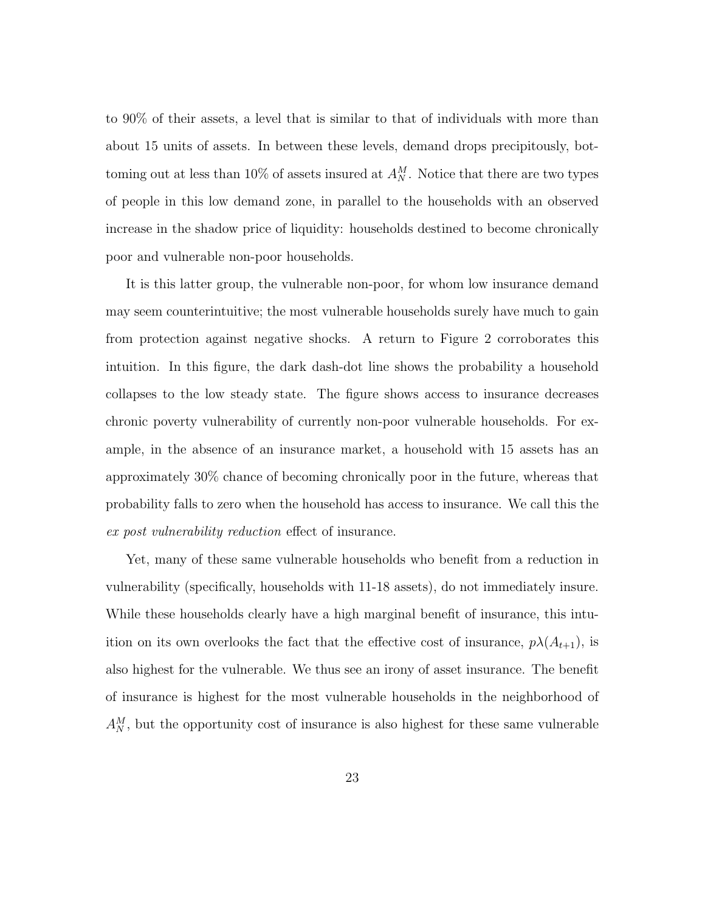to 90% of their assets, a level that is similar to that of individuals with more than about 15 units of assets. In between these levels, demand drops precipitously, bottoming out at less than 10% of assets insured at $A_N^M$. Notice that there are two types of people in this low demand zone, in parallel to the households with an observed increase in the shadow price of liquidity: households destined to become chronically poor and vulnerable non-poor households.

It is this latter group, the vulnerable non-poor, for whom low insurance demand may seem counterintuitive; the most vulnerable households surely have much to gain from protection against negative shocks. A return to Figure 2 corroborates this intuition. In this figure, the dark dash-dot line shows the probability a household collapses to the low steady state. The figure shows access to insurance decreases chronic poverty vulnerability of currently non-poor vulnerable households. For example, in the absence of an insurance market, a household with 15 assets has an approximately 30% chance of becoming chronically poor in the future, whereas that probability falls to zero when the household has access to insurance. We call this the *ex post vulnerability reduction* effect of insurance.

Yet, many of these same vulnerable households who benefit from a reduction in vulnerability (specifically, households with 11-18 assets), do not immediately insure. While these households clearly have a high marginal benefit of insurance, this intuition on its own overlooks the fact that the effective cost of insurance, $p\lambda(A_{t+1})$, is also highest for the vulnerable. We thus see an irony of asset insurance. The benefit of insurance is highest for the most vulnerable households in the neighborhood of $A_N^M$, but the opportunity cost of insurance is also highest for these same vulnerable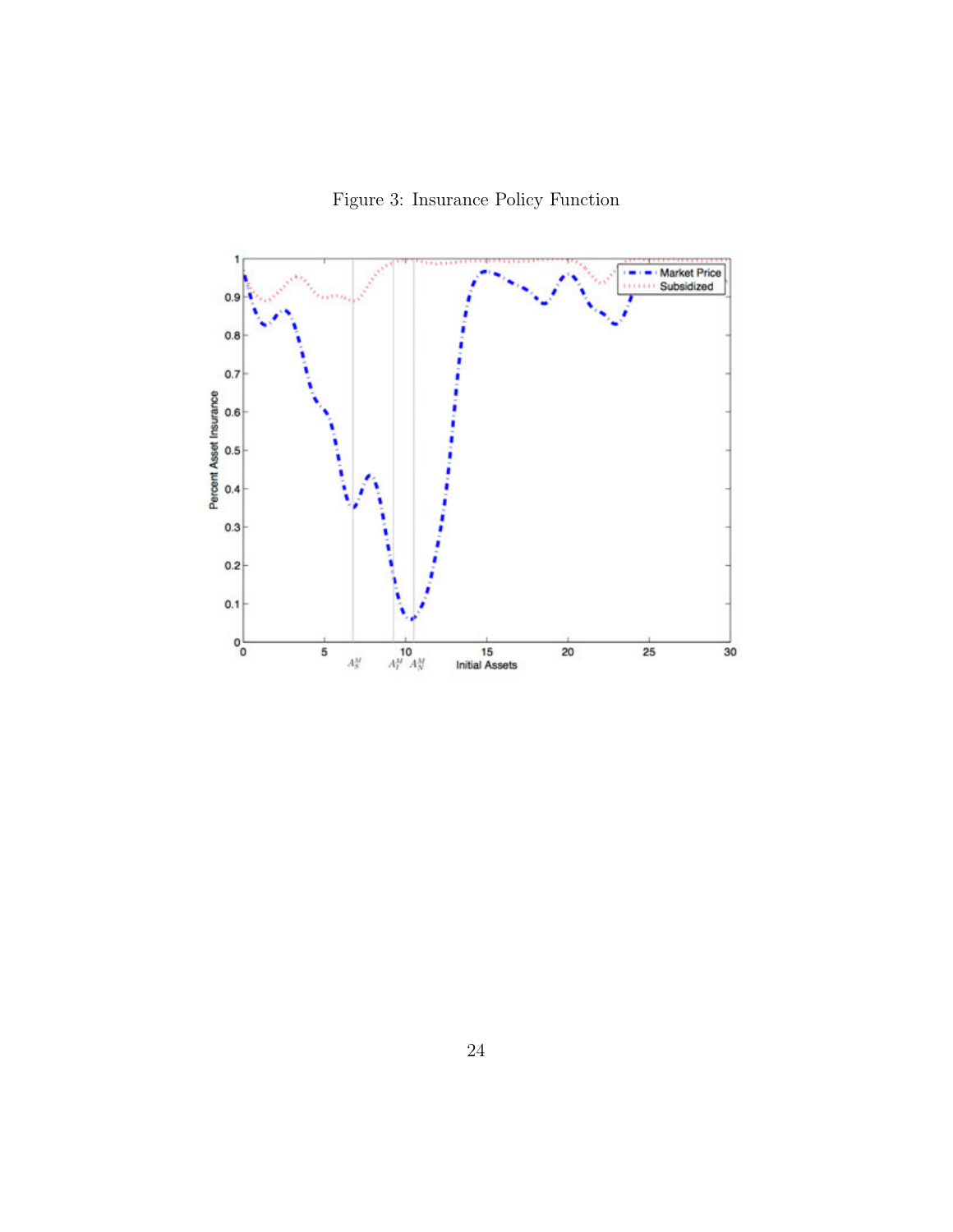Figure 3: Insurance Policy Function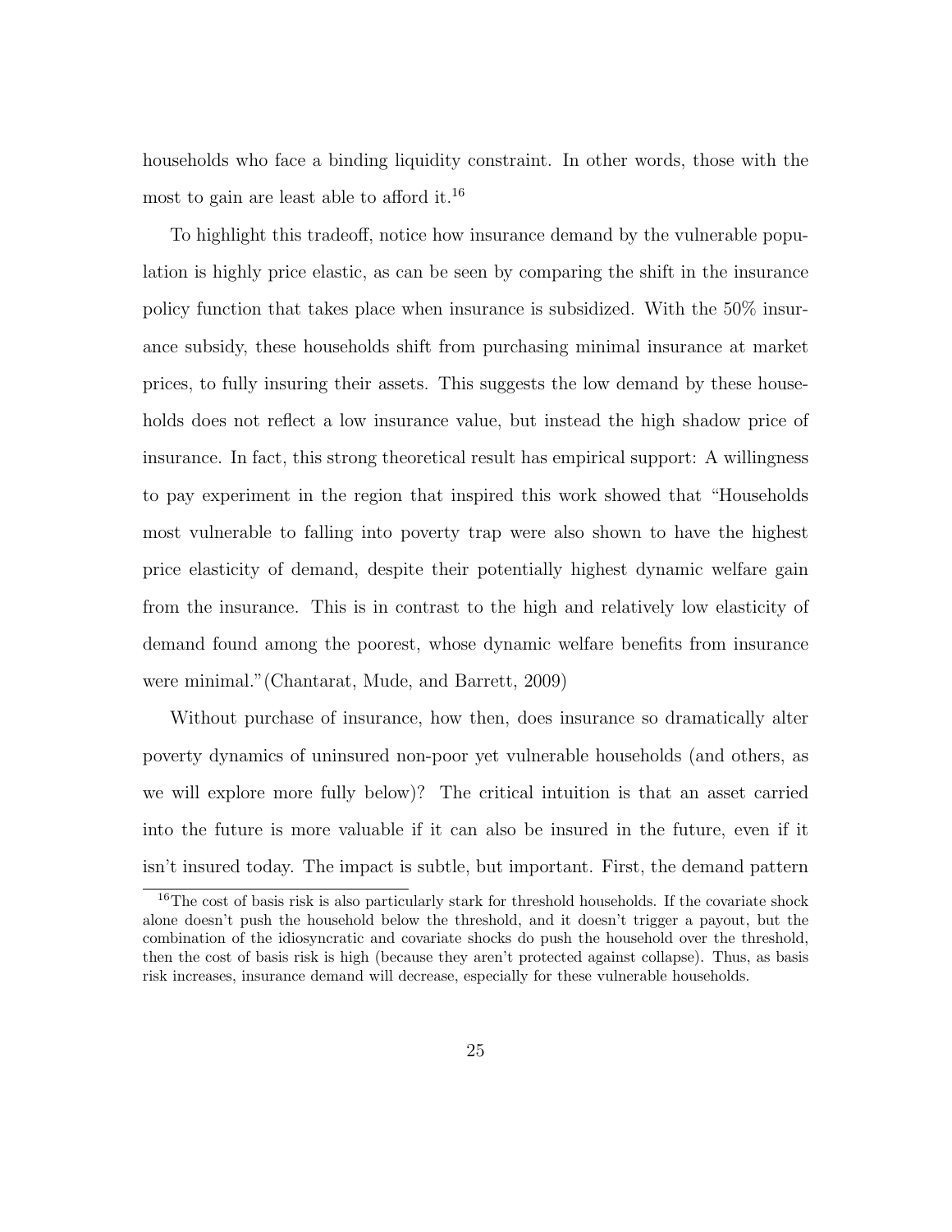households who face a binding liquidity constraint. In other words, those with the most to gain are least able to afford it.[16]

To highlight this tradeoff, notice how insurance demand by the vulnerable population is highly price elastic, as can be seen by comparing the shift in the insurance policy function that takes place when insurance is subsidized. With the 50% insurance subsidy, these households shift from purchasing minimal insurance at market prices, to fully insuring their assets. This suggests the low demand by these households does not reflect a low insurance value, but instead the high shadow price of insurance. In fact, this strong theoretical result has empirical support: A willingness to pay experiment in the region that inspired this work showed that "Households most vulnerable to falling into poverty trap were also shown to have the highest price elasticity of demand, despite their potentially highest dynamic welfare gain from the insurance. This is in contrast to the high and relatively low elasticity of demand found among the poorest, whose dynamic welfare benefits from insurance were minimal."(Chantarat, Mude, and Barrett, 2009)

Without purchase of insurance, how then, does insurance so dramatically alter poverty dynamics of uninsured non-poor yet vulnerable households (and others, as we will explore more fully below)? The critical intuition is that an asset carried into the future is more valuable if it can also be insured in the future, even if it isn't insured today. The impact is subtle, but important. First, the demand pattern

[16] The cost of basis risk is also particularly stark for threshold households. If the covariate shock alone doesn't push the household below the threshold, and it doesn't trigger a payout, but the combination of the idiosyncratic and covariate shocks do push the household over the threshold, then the cost of basis risk is high (because they aren't protected against collapse). Thus, as basis risk increases, insurance demand will decrease, especially for these vulnerable households.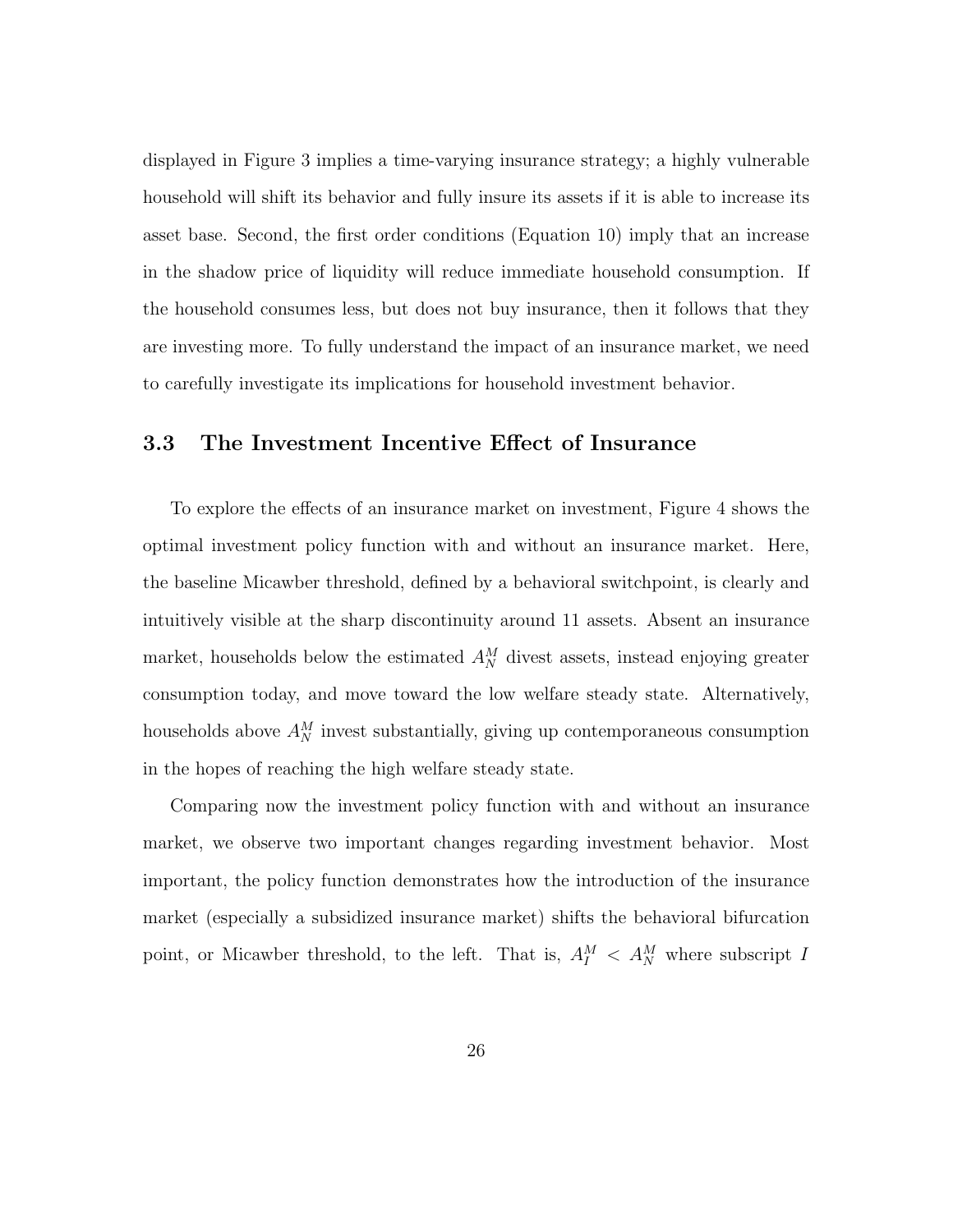displayed in Figure 3 implies a time-varying insurance strategy; a highly vulnerable household will shift its behavior and fully insure its assets if it is able to increase its asset base. Second, the first order conditions (Equation 10) imply that an increase in the shadow price of liquidity will reduce immediate household consumption. If the household consumes less, but does not buy insurance, then it follows that they are investing more. To fully understand the impact of an insurance market, we need to carefully investigate its implications for household investment behavior.

### 3.3 The Investment Incentive Effect of Insurance

To explore the effects of an insurance market on investment, Figure 4 shows the optimal investment policy function with and without an insurance market. Here, the baseline Micawber threshold, defined by a behavioral switchpoint, is clearly and intuitively visible at the sharp discontinuity around 11 assets. Absent an insurance market, households below the estimated $A_N^M$ divest assets, instead enjoying greater consumption today, and move toward the low welfare steady state. Alternatively, households above $A_N^M$ invest substantially, giving up contemporaneous consumption in the hopes of reaching the high welfare steady state.

Comparing now the investment policy function with and without an insurance market, we observe two important changes regarding investment behavior. Most important, the policy function demonstrates how the introduction of the insurance market (especially a subsidized insurance market) shifts the behavioral bifurcation point, or Micawber threshold, to the left. That is, $A_I^M < A_N^M$ where subscript $I$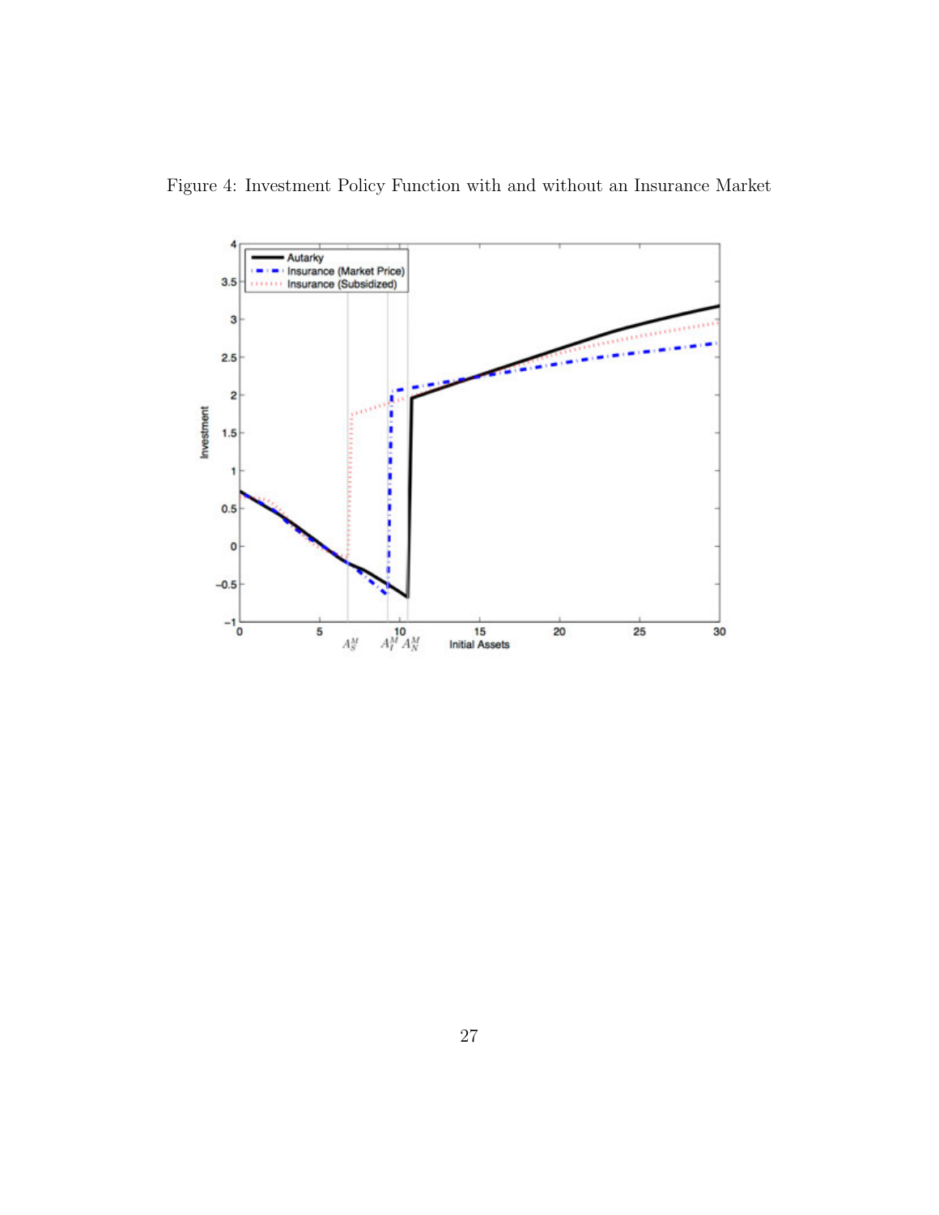Figure 4: Investment Policy Function with and without an Insurance Market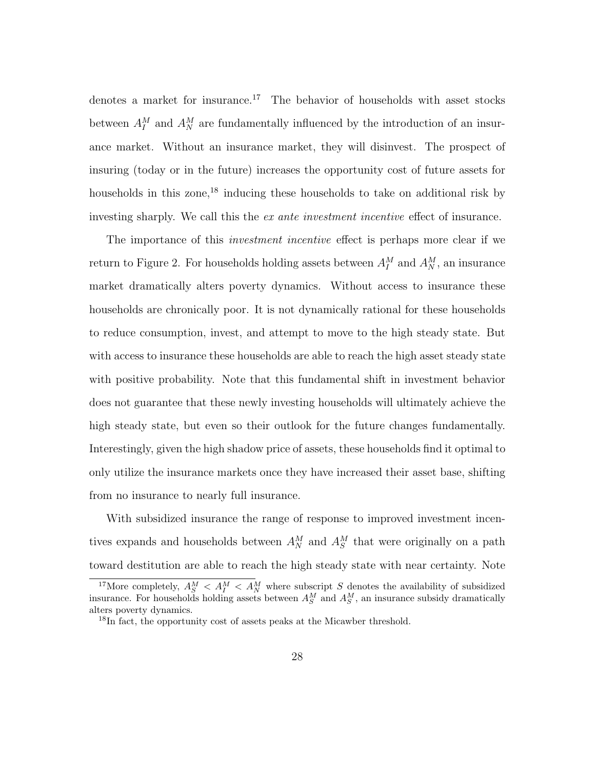denotes a market for insurance.[17] The behavior of households with asset stocks between $A_I^M$ and $A_N^M$ are fundamentally influenced by the introduction of an insurance market. Without an insurance market, they will disinvest. The prospect of insuring (today or in the future) increases the opportunity cost of future assets for households in this zone,[18] inducing these households to take on additional risk by investing sharply. We call this the *ex ante investment incentive* effect of insurance.

The importance of this *investment incentive* effect is perhaps more clear if we return to Figure 2. For households holding assets between $A_I^M$ and $A_N^M$, an insurance market dramatically alters poverty dynamics. Without access to insurance these households are chronically poor. It is not dynamically rational for these households to reduce consumption, invest, and attempt to move to the high steady state. But with access to insurance these households are able to reach the high asset steady state with positive probability. Note that this fundamental shift in investment behavior does not guarantee that these newly investing households will ultimately achieve the high steady state, but even so their outlook for the future changes fundamentally. Interestingly, given the high shadow price of assets, these households find it optimal to only utilize the insurance markets once they have increased their asset base, shifting from no insurance to nearly full insurance.

With subsidized insurance the range of response to improved investment incentives expands and households between $A_N^M$ and $A_S^M$ that were originally on a path toward destitution are able to reach the high steady state with near certainty. Note

[17] More completely, $A_S^M < A_I^M < A_N^M$ where subscript $S$ denotes the availability of subsidized insurance. For households holding assets between $A_S^M$ and $A_S^M$, an insurance subsidy dramatically alters poverty dynamics.

[18] In fact, the opportunity cost of assets peaks at the Micawber threshold.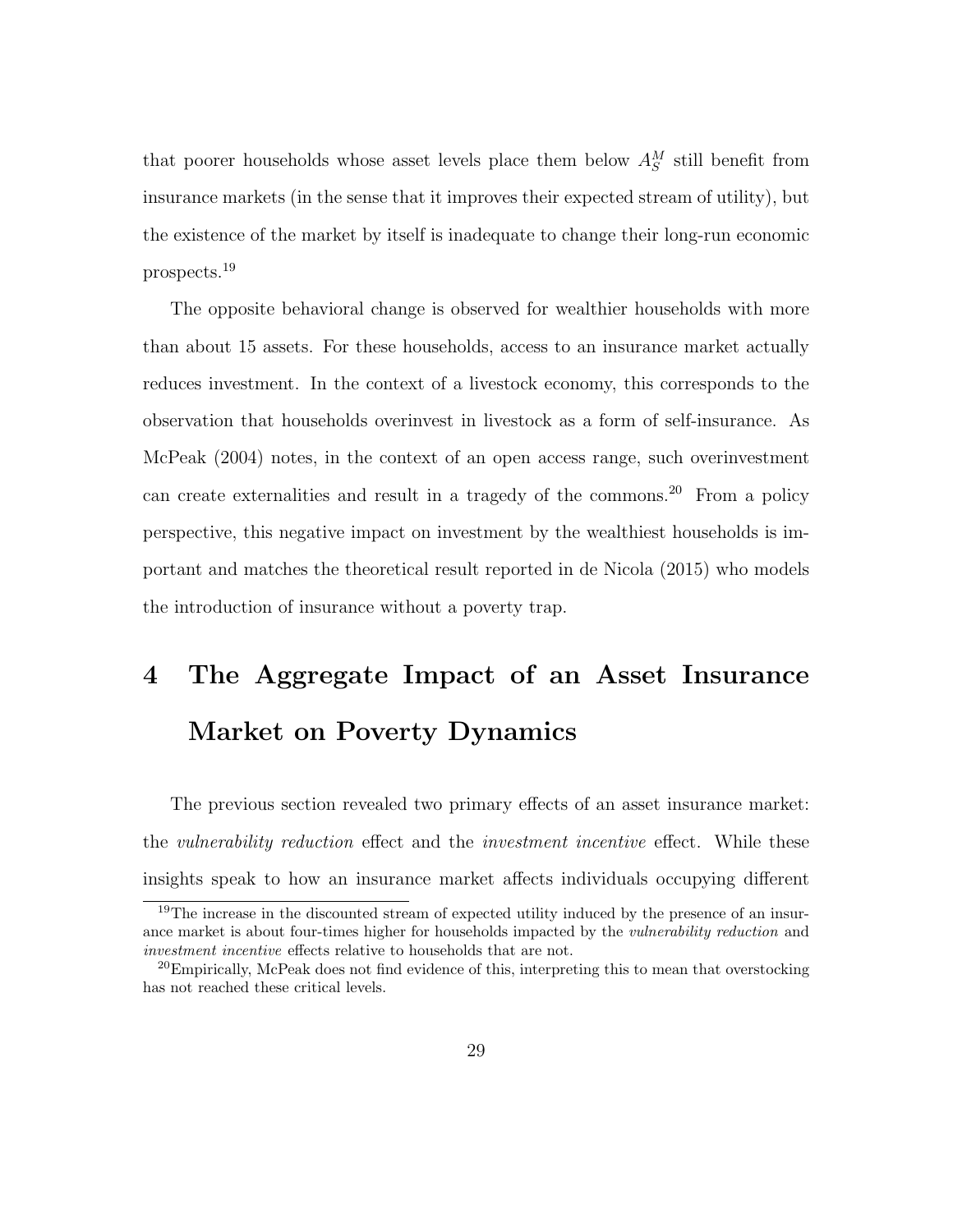that poorer households whose asset levels place them below $A_S^M$ still benefit from insurance markets (in the sense that it improves their expected stream of utility), but the existence of the market by itself is inadequate to change their long-run economic prospects.[19]

The opposite behavioral change is observed for wealthier households with more than about 15 assets. For these households, access to an insurance market actually reduces investment. In the context of a livestock economy, this corresponds to the observation that households overinvest in livestock as a form of self-insurance. As McPeak (2004) notes, in the context of an open access range, such overinvestment can create externalities and result in a tragedy of the commons.[20] From a policy perspective, this negative impact on investment by the wealthiest households is important and matches the theoretical result reported in de Nicola (2015) who models the introduction of insurance without a poverty trap.

# 4 The Aggregate Impact of an Asset Insurance Market on Poverty Dynamics

The previous section revealed two primary effects of an asset insurance market: the *vulnerability reduction* effect and the *investment incentive* effect. While these insights speak to how an insurance market affects individuals occupying different

[19] The increase in the discounted stream of expected utility induced by the presence of an insurance market is about four-times higher for households impacted by the *vulnerability reduction* and *investment incentive* effects relative to households that are not.

[20] Empirically, McPeak does not find evidence of this, interpreting this to mean that overstocking has not reached these critical levels.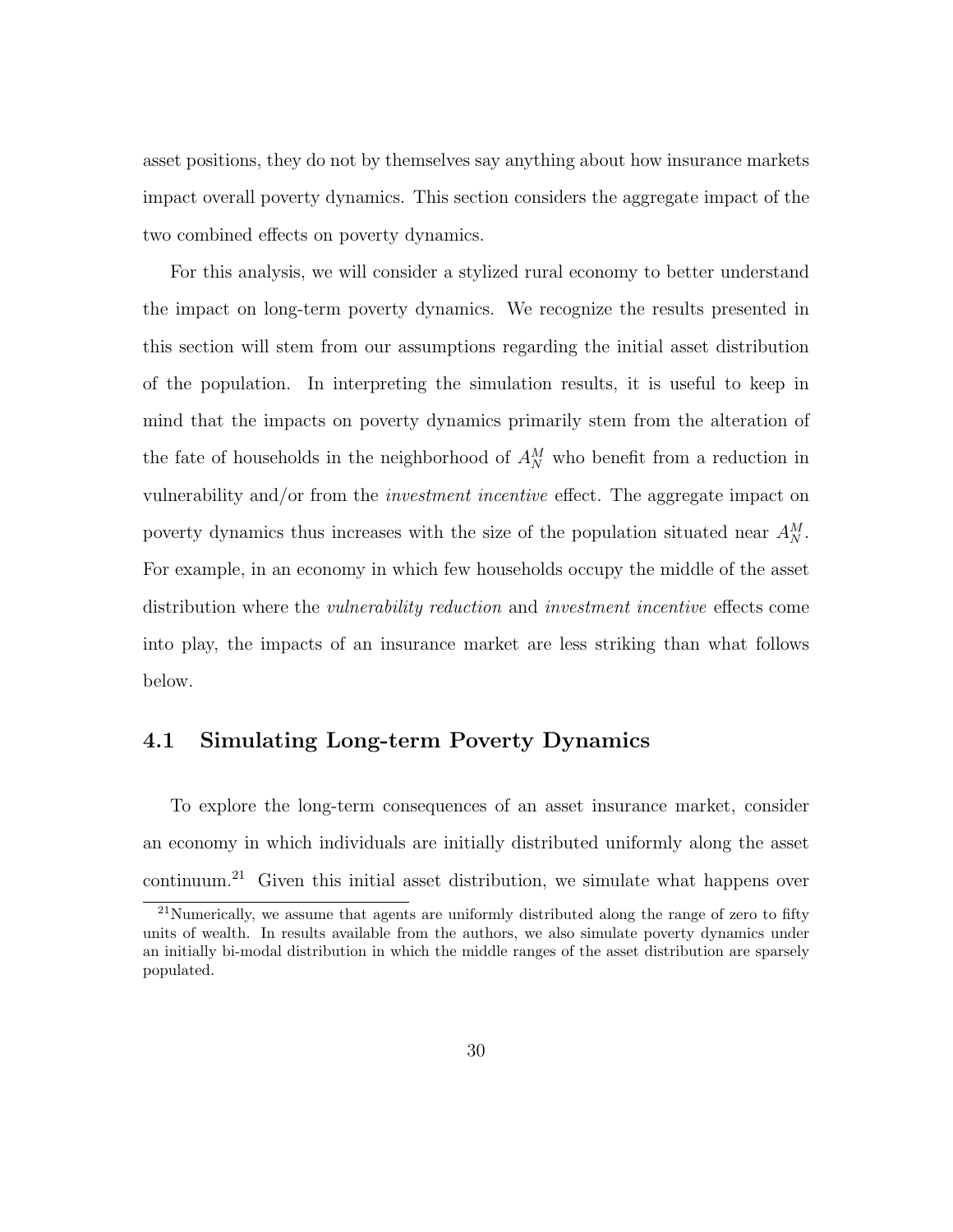asset positions, they do not by themselves say anything about how insurance markets impact overall poverty dynamics. This section considers the aggregate impact of the two combined effects on poverty dynamics.

For this analysis, we will consider a stylized rural economy to better understand the impact on long-term poverty dynamics. We recognize the results presented in this section will stem from our assumptions regarding the initial asset distribution of the population. In interpreting the simulation results, it is useful to keep in mind that the impacts on poverty dynamics primarily stem from the alteration of the fate of households in the neighborhood of $A_N^M$ who benefit from a reduction in vulnerability and/or from the *investment incentive* effect. The aggregate impact on poverty dynamics thus increases with the size of the population situated near $A_N^M$. For example, in an economy in which few households occupy the middle of the asset distribution where the *vulnerability reduction* and *investment incentive* effects come into play, the impacts of an insurance market are less striking than what follows below.

## 4.1 Simulating Long-term Poverty Dynamics

To explore the long-term consequences of an asset insurance market, consider an economy in which individuals are initially distributed uniformly along the asset continuum.[21] Given this initial asset distribution, we simulate what happens over

[21] Numerically, we assume that agents are uniformly distributed along the range of zero to fifty units of wealth. In results available from the authors, we also simulate poverty dynamics under an initially bi-modal distribution in which the middle ranges of the asset distribution are sparsely populated.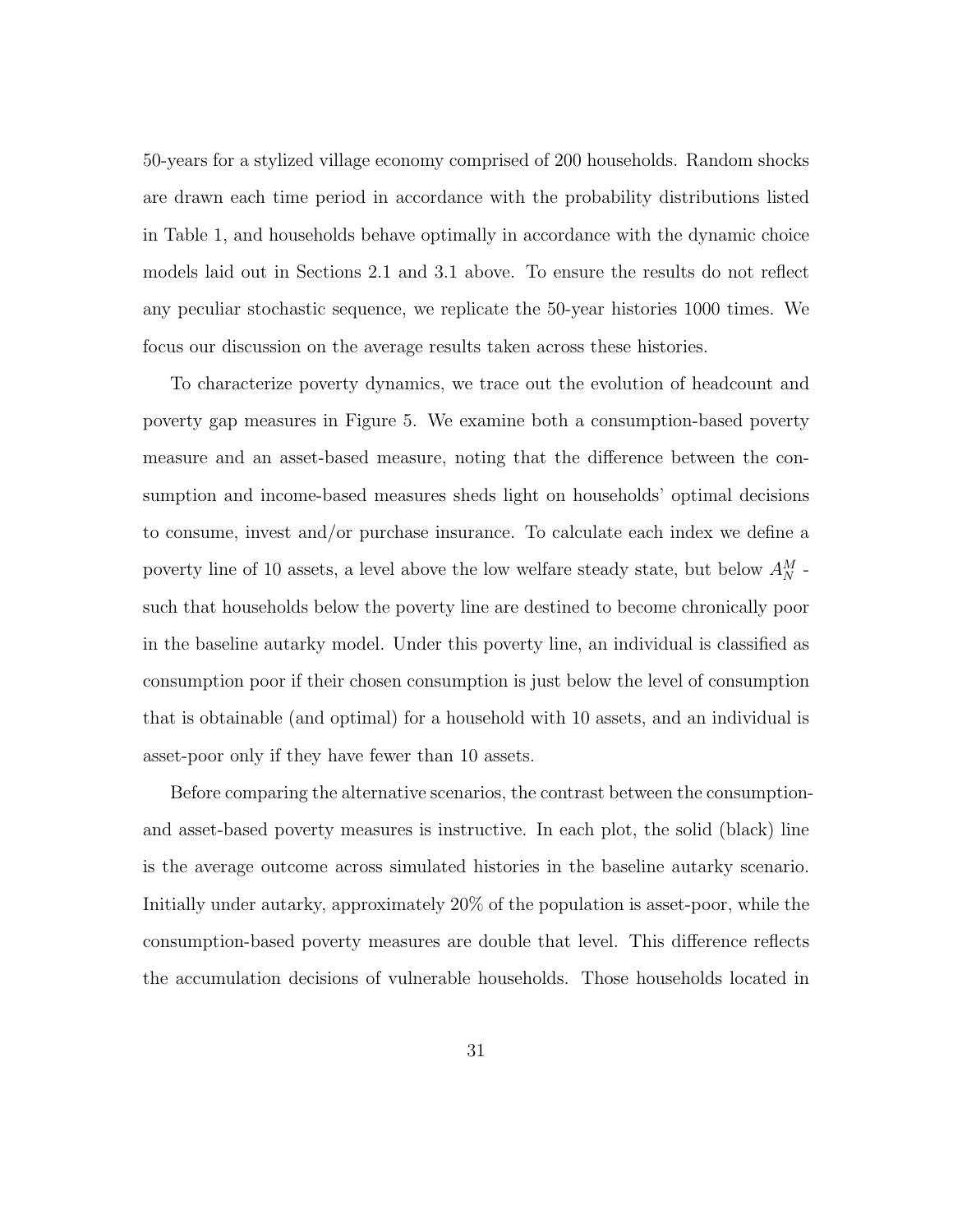50-years for a stylized village economy comprised of 200 households. Random shocks are drawn each time period in accordance with the probability distributions listed in Table 1, and households behave optimally in accordance with the dynamic choice models laid out in Sections 2.1 and 3.1 above. To ensure the results do not reflect any peculiar stochastic sequence, we replicate the 50-year histories 1000 times. We focus our discussion on the average results taken across these histories.

To characterize poverty dynamics, we trace out the evolution of headcount and poverty gap measures in Figure 5. We examine both a consumption-based poverty measure and an asset-based measure, noting that the difference between the consumption and income-based measures sheds light on households' optimal decisions to consume, invest and/or purchase insurance. To calculate each index we define a poverty line of 10 assets, a level above the low welfare steady state, but below $A_N^M$ - such that households below the poverty line are destined to become chronically poor in the baseline autarky model. Under this poverty line, an individual is classified as consumption poor if their chosen consumption is just below the level of consumption that is obtainable (and optimal) for a household with 10 assets, and an individual is asset-poor only if they have fewer than 10 assets.

Before comparing the alternative scenarios, the contrast between the consumption- and asset-based poverty measures is instructive. In each plot, the solid (black) line is the average outcome across simulated histories in the baseline autarky scenario. Initially under autarky, approximately 20% of the population is asset-poor, while the consumption-based poverty measures are double that level. This difference reflects the accumulation decisions of vulnerable households. Those households located in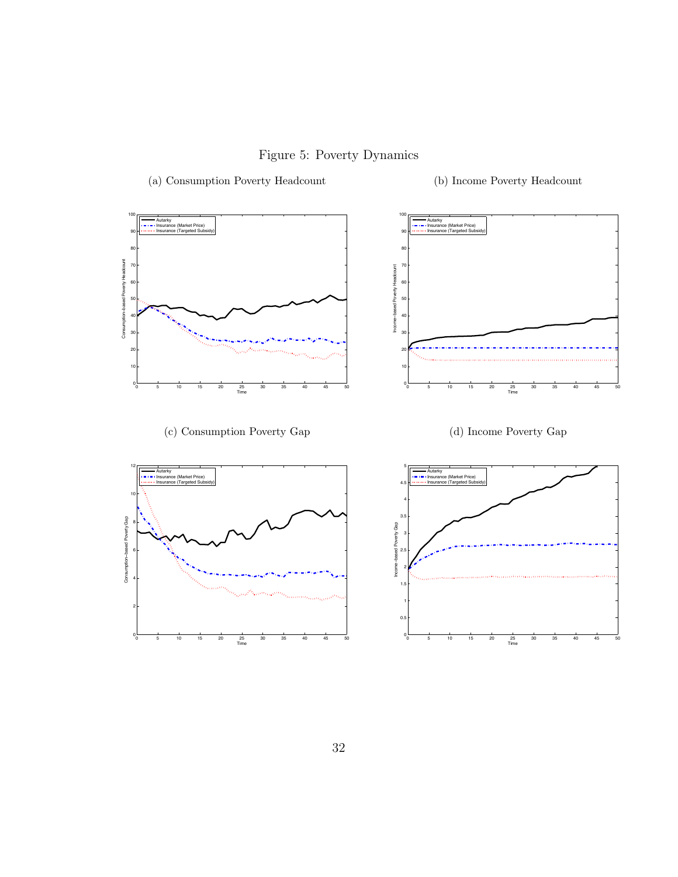Figure 5: Poverty Dynamics

(a) Consumption Poverty Headcount

(b) Income Poverty Headcount

(c) Consumption Poverty Gap

(d) Income Poverty Gap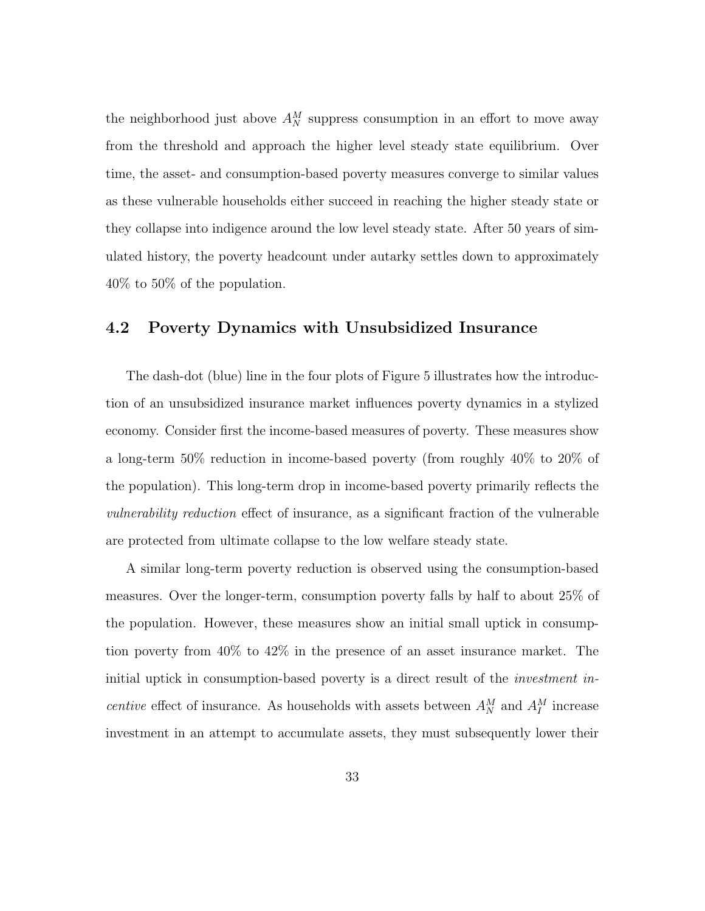the neighborhood just above $A_N^M$ suppress consumption in an effort to move away from the threshold and approach the higher level steady state equilibrium. Over time, the asset- and consumption-based poverty measures converge to similar values as these vulnerable households either succeed in reaching the higher steady state or they collapse into indigence around the low level steady state. After 50 years of simulated history, the poverty headcount under autarky settles down to approximately 40% to 50% of the population.

## 4.2 Poverty Dynamics with Unsubsidized Insurance

The dash-dot (blue) line in the four plots of Figure 5 illustrates how the introduction of an unsubsidized insurance market influences poverty dynamics in a stylized economy. Consider first the income-based measures of poverty. These measures show a long-term 50% reduction in income-based poverty (from roughly 40% to 20% of the population). This long-term drop in income-based poverty primarily reflects the *vulnerability reduction* effect of insurance, as a significant fraction of the vulnerable are protected from ultimate collapse to the low welfare steady state.

A similar long-term poverty reduction is observed using the consumption-based measures. Over the longer-term, consumption poverty falls by half to about 25% of the population. However, these measures show an initial small uptick in consumption poverty from 40% to 42% in the presence of an asset insurance market. The initial uptick in consumption-based poverty is a direct result of the *investment incentive* effect of insurance. As households with assets between $A_N^M$ and $A_I^M$ increase investment in an attempt to accumulate assets, they must subsequently lower their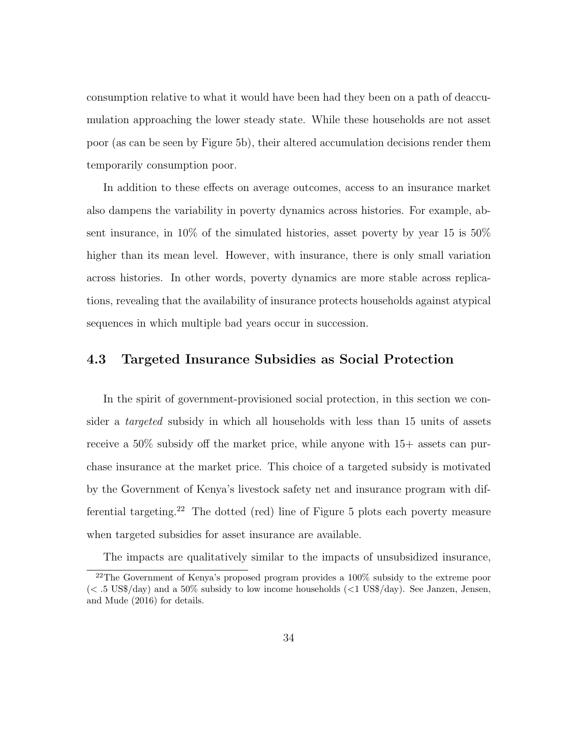consumption relative to what it would have been had they been on a path of deaccumulation approaching the lower steady state. While these households are not asset poor (as can be seen by Figure 5b), their altered accumulation decisions render them temporarily consumption poor.

In addition to these effects on average outcomes, access to an insurance market also dampens the variability in poverty dynamics across histories. For example, absent insurance, in 10% of the simulated histories, asset poverty by year 15 is 50% higher than its mean level. However, with insurance, there is only small variation across histories. In other words, poverty dynamics are more stable across replications, revealing that the availability of insurance protects households against atypical sequences in which multiple bad years occur in succession.

### 4.3 Targeted Insurance Subsidies as Social Protection

In the spirit of government-provisioned social protection, in this section we consider a *targeted* subsidy in which all households with less than 15 units of assets receive a 50% subsidy off the market price, while anyone with 15+ assets can purchase insurance at the market price. This choice of a targeted subsidy is motivated by the Government of Kenya's livestock safety net and insurance program with differential targeting.[22] The dotted (red) line of Figure 5 plots each poverty measure when targeted subsidies for asset insurance are available.

The impacts are qualitatively similar to the impacts of unsubsidized insurance,

[22] The Government of Kenya's proposed program provides a 100% subsidy to the extreme poor (< .5 US$/day) and a 50% subsidy to low income households (<1 US$/day). See Janzen, Jensen, and Mude (2016) for details.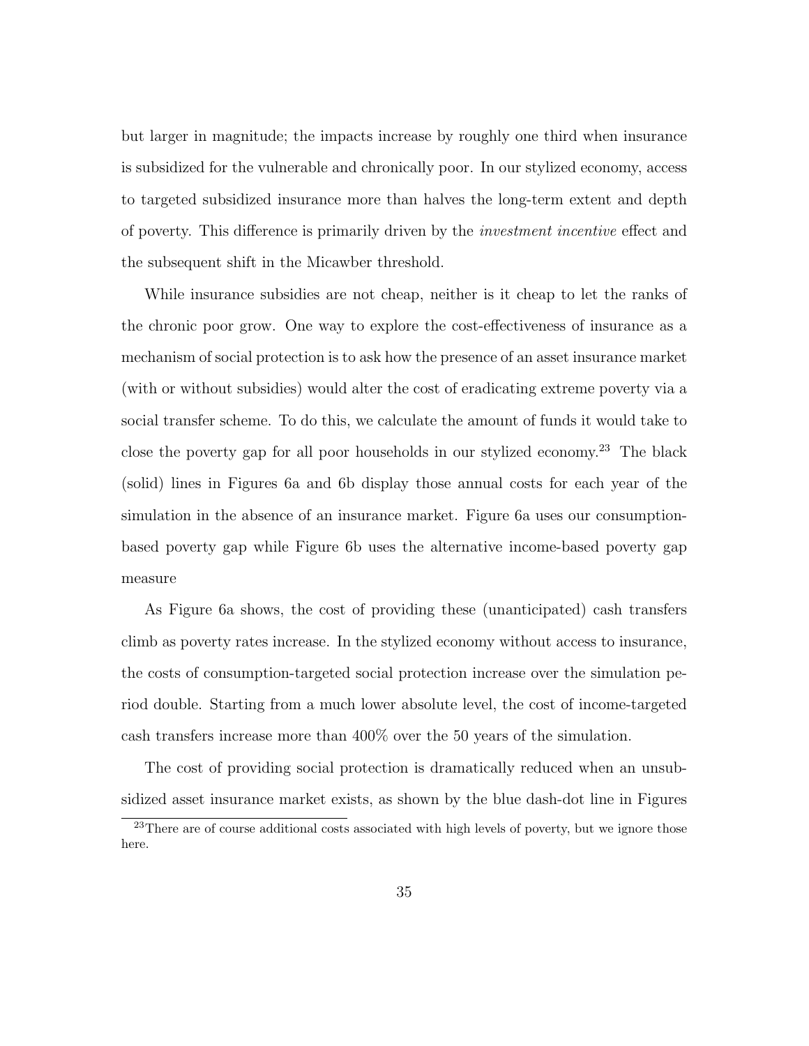but larger in magnitude; the impacts increase by roughly one third when insurance is subsidized for the vulnerable and chronically poor. In our stylized economy, access to targeted subsidized insurance more than halves the long-term extent and depth of poverty. This difference is primarily driven by the *investment incentive* effect and the subsequent shift in the Micawber threshold.

While insurance subsidies are not cheap, neither is it cheap to let the ranks of the chronic poor grow. One way to explore the cost-effectiveness of insurance as a mechanism of social protection is to ask how the presence of an asset insurance market (with or without subsidies) would alter the cost of eradicating extreme poverty via a social transfer scheme. To do this, we calculate the amount of funds it would take to close the poverty gap for all poor households in our stylized economy.[23] The black (solid) lines in Figures 6a and 6b display those annual costs for each year of the simulation in the absence of an insurance market. Figure 6a uses our consumption-based poverty gap while Figure 6b uses the alternative income-based poverty gap measure

As Figure 6a shows, the cost of providing these (unanticipated) cash transfers climb as poverty rates increase. In the stylized economy without access to insurance, the costs of consumption-targeted social protection increase over the simulation period double. Starting from a much lower absolute level, the cost of income-targeted cash transfers increase more than 400% over the 50 years of the simulation.

The cost of providing social protection is dramatically reduced when an unsubsidized asset insurance market exists, as shown by the blue dash-dot line in Figures

[23]There are of course additional costs associated with high levels of poverty, but we ignore those here.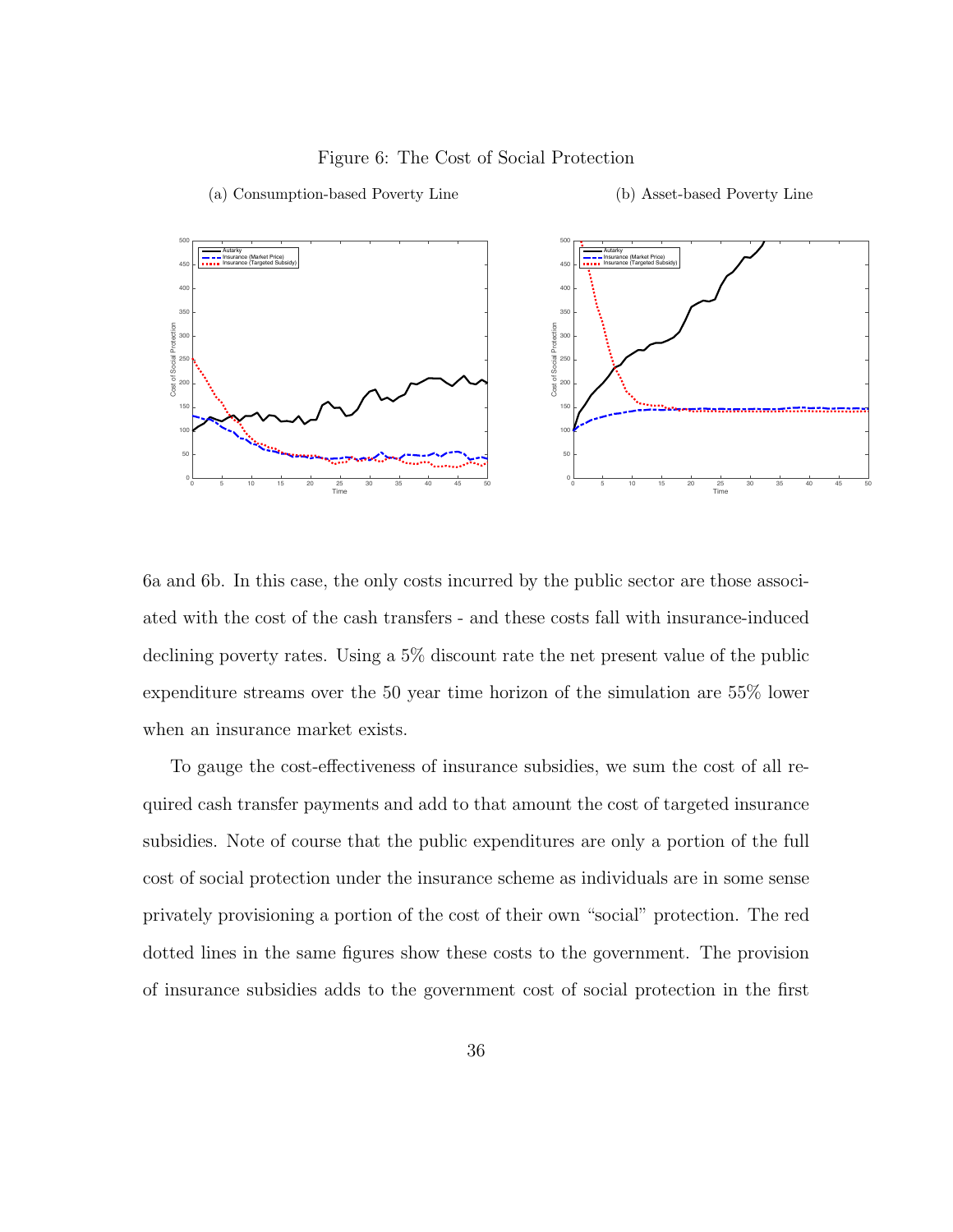Figure 6: The Cost of Social Protection

(a) Consumption-based Poverty Line

(b) Asset-based Poverty Line

6a and 6b. In this case, the only costs incurred by the public sector are those associated with the cost of the cash transfers - and these costs fall with insurance-induced declining poverty rates. Using a 5% discount rate the net present value of the public expenditure streams over the 50 year time horizon of the simulation are 55% lower when an insurance market exists.

To gauge the cost-effectiveness of insurance subsidies, we sum the cost of all required cash transfer payments and add to that amount the cost of targeted insurance subsidies. Note of course that the public expenditures are only a portion of the full cost of social protection under the insurance scheme as individuals are in some sense privately provisioning a portion of the cost of their own "social" protection. The red dotted lines in the same figures show these costs to the government. The provision of insurance subsidies adds to the government cost of social protection in the first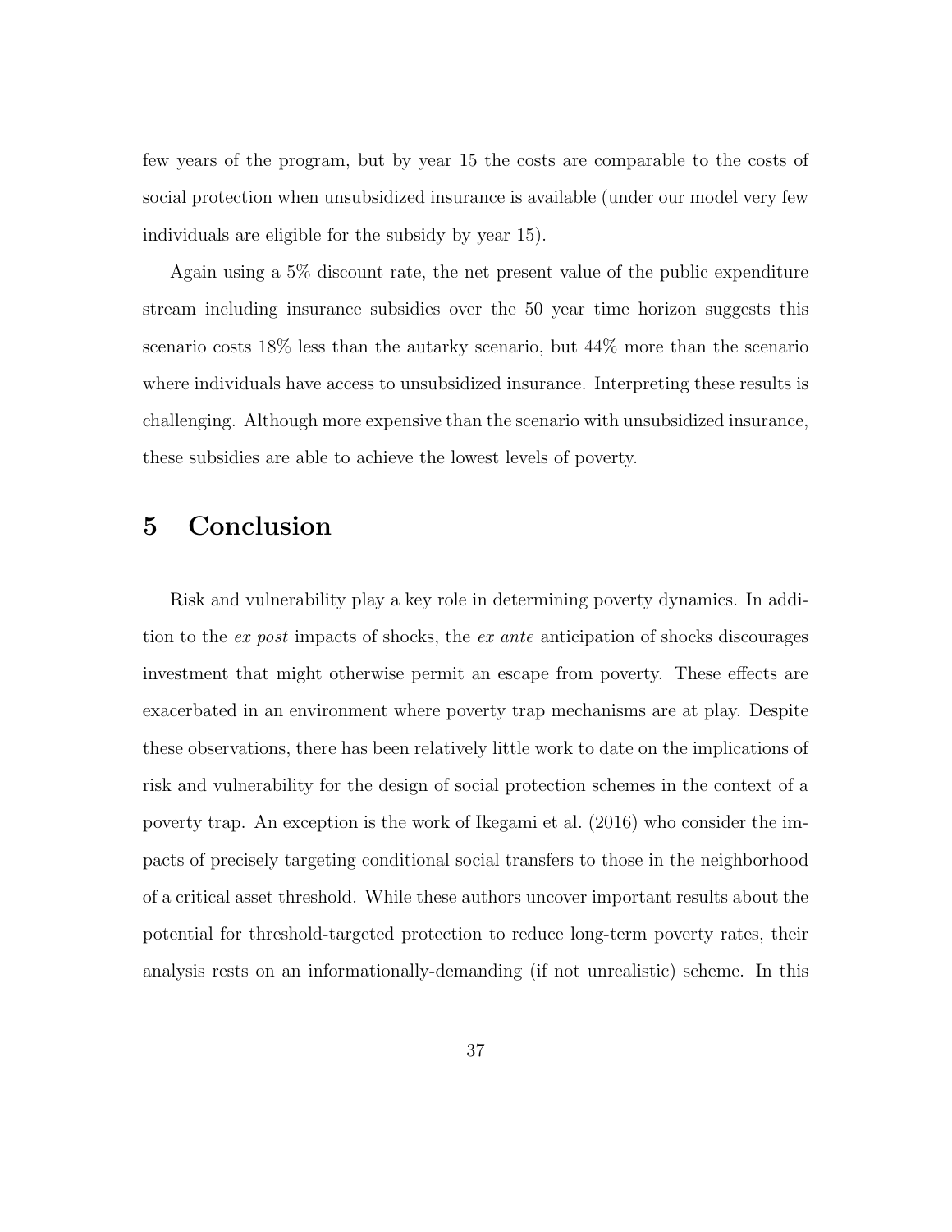few years of the program, but by year 15 the costs are comparable to the costs of social protection when unsubsidized insurance is available (under our model very few individuals are eligible for the subsidy by year 15).

Again using a 5% discount rate, the net present value of the public expenditure stream including insurance subsidies over the 50 year time horizon suggests this scenario costs 18% less than the autarky scenario, but 44% more than the scenario where individuals have access to unsubsidized insurance. Interpreting these results is challenging. Although more expensive than the scenario with unsubsidized insurance, these subsidies are able to achieve the lowest levels of poverty.

# 5 Conclusion

Risk and vulnerability play a key role in determining poverty dynamics. In addition to the *ex post* impacts of shocks, the *ex ante* anticipation of shocks discourages investment that might otherwise permit an escape from poverty. These effects are exacerbated in an environment where poverty trap mechanisms are at play. Despite these observations, there has been relatively little work to date on the implications of risk and vulnerability for the design of social protection schemes in the context of a poverty trap. An exception is the work of Ikegami et al. (2016) who consider the impacts of precisely targeting conditional social transfers to those in the neighborhood of a critical asset threshold. While these authors uncover important results about the potential for threshold-targeted protection to reduce long-term poverty rates, their analysis rests on an informationally-demanding (if not unrealistic) scheme. In this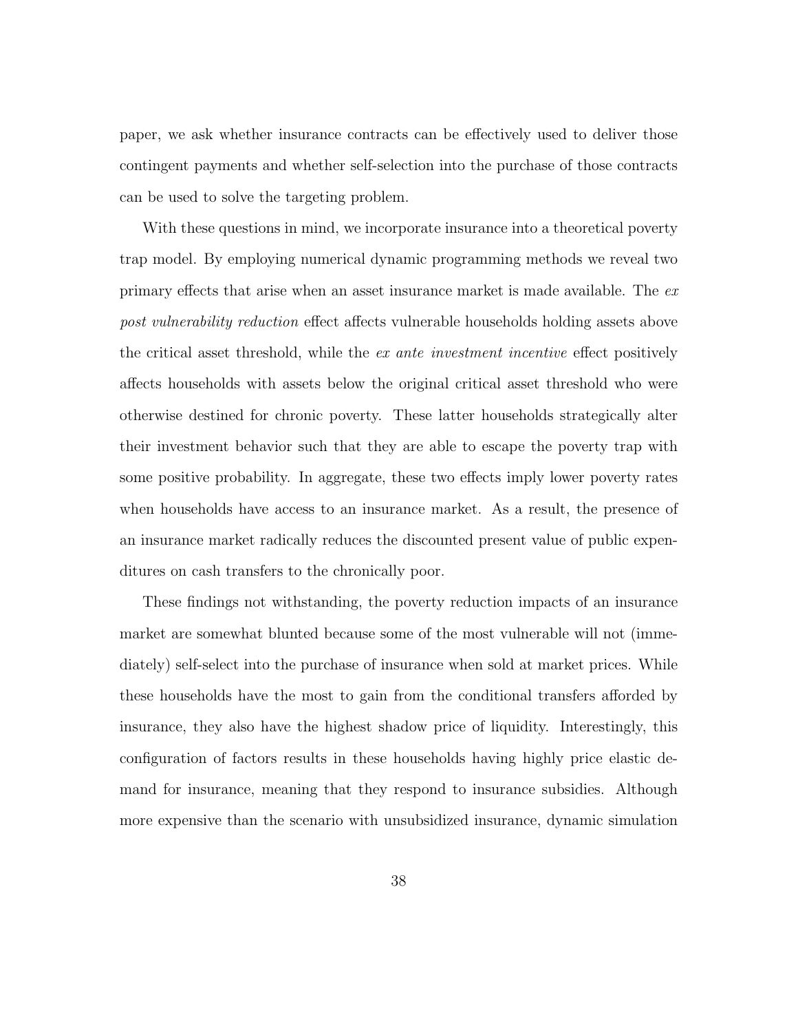paper, we ask whether insurance contracts can be effectively used to deliver those contingent payments and whether self-selection into the purchase of those contracts can be used to solve the targeting problem.

With these questions in mind, we incorporate insurance into a theoretical poverty trap model. By employing numerical dynamic programming methods we reveal two primary effects that arise when an asset insurance market is made available. The *ex post vulnerability reduction* effect affects vulnerable households holding assets above the critical asset threshold, while the *ex ante investment incentive* effect positively affects households with assets below the original critical asset threshold who were otherwise destined for chronic poverty. These latter households strategically alter their investment behavior such that they are able to escape the poverty trap with some positive probability. In aggregate, these two effects imply lower poverty rates when households have access to an insurance market. As a result, the presence of an insurance market radically reduces the discounted present value of public expenditures on cash transfers to the chronically poor.

These findings not withstanding, the poverty reduction impacts of an insurance market are somewhat blunted because some of the most vulnerable will not (immediately) self-select into the purchase of insurance when sold at market prices. While these households have the most to gain from the conditional transfers afforded by insurance, they also have the highest shadow price of liquidity. Interestingly, this configuration of factors results in these households having highly price elastic demand for insurance, meaning that they respond to insurance subsidies. Although more expensive than the scenario with unsubsidized insurance, dynamic simulation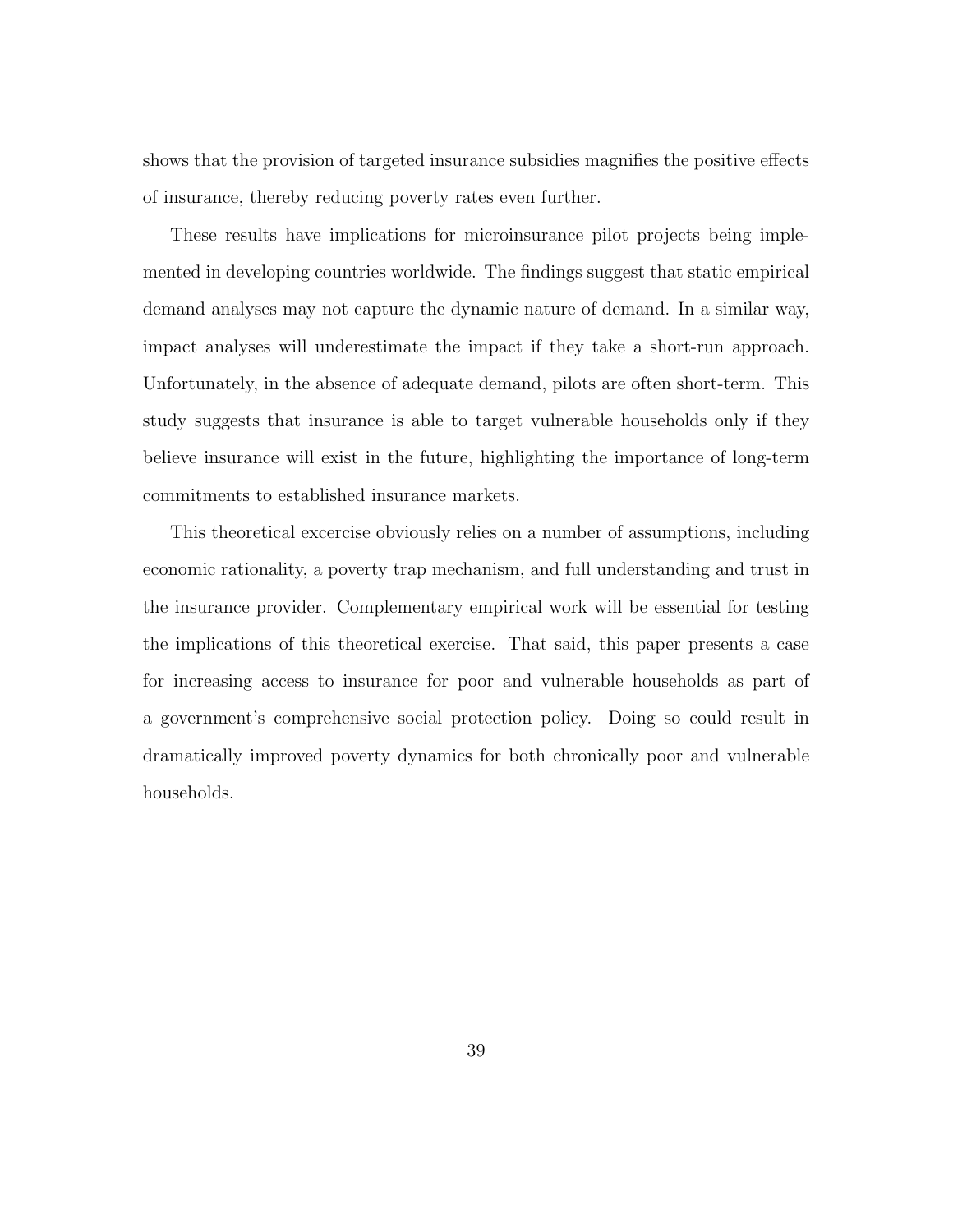shows that the provision of targeted insurance subsidies magnifies the positive effects of insurance, thereby reducing poverty rates even further.

These results have implications for microinsurance pilot projects being implemented in developing countries worldwide. The findings suggest that static empirical demand analyses may not capture the dynamic nature of demand. In a similar way, impact analyses will underestimate the impact if they take a short-run approach. Unfortunately, in the absence of adequate demand, pilots are often short-term. This study suggests that insurance is able to target vulnerable households only if they believe insurance will exist in the future, highlighting the importance of long-term commitments to established insurance markets.

This theoretical excercise obviously relies on a number of assumptions, including economic rationality, a poverty trap mechanism, and full understanding and trust in the insurance provider. Complementary empirical work will be essential for testing the implications of this theoretical exercise. That said, this paper presents a case for increasing access to insurance for poor and vulnerable households as part of a government's comprehensive social protection policy. Doing so could result in dramatically improved poverty dynamics for both chronically poor and vulnerable households.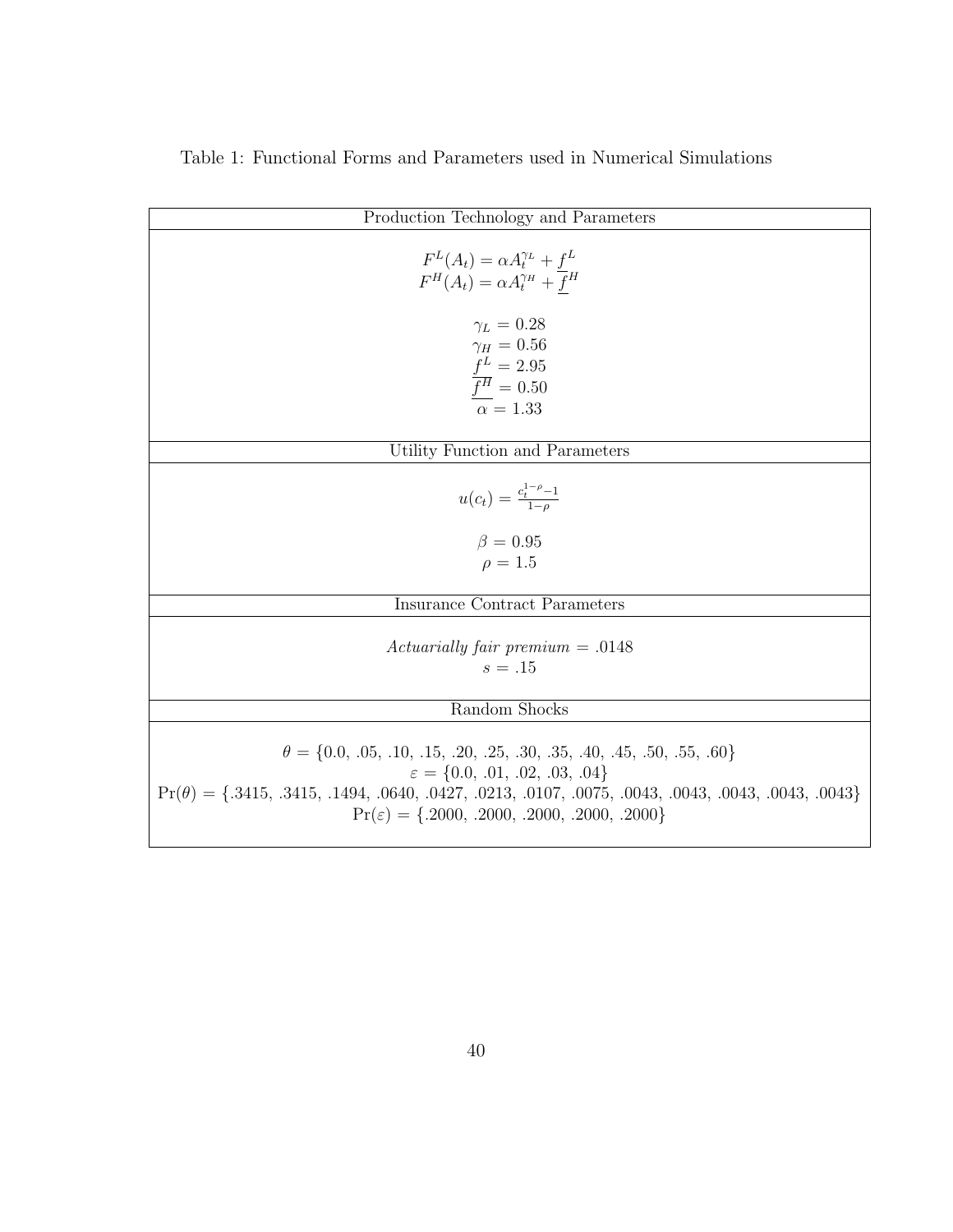Table 1: Functional Forms and Parameters used in Numerical Simulations

| Production Technology and Parameters |
|---|
| $F^L(A_t) = \alpha A_t^{\gamma_L} + \underline{f}^L$ <br> $F^H(A_t) = \alpha A_t^{\gamma_H} + \underline{f}^H$ <br><br> $\gamma_L = 0.28$ <br> $\gamma_H = 0.56$ <br> $\underline{f}^L = 2.95$ <br> $\underline{f}^H = 0.50$ <br> $\alpha = 1.33$ |
| **Utility Function and Parameters** |
| $u(c_t) = \frac{c_t^{1-\rho} - 1}{1-\rho}$ <br><br> $\beta = 0.95$ <br> $\rho = 1.5$ |
| **Insurance Contract Parameters** |
| *Actuarially fair premium* $= .0148$ <br> $s = .15$ |
| **Random Shocks** |
| $\theta = \{0.0, .05, .10, .15, .20, .25, .30, .35, .40, .45, .50, .55, .60\}$ <br> $\varepsilon = \{0.0, .01, .02, .03, .04\}$ <br> $\Pr(\theta) = \{.3415, .3415, .1494, .0640, .0427, .0213, .0107, .0075, .0043, .0043, .0043, .0043, .0043\}$ <br> $\Pr(\varepsilon) = \{.2000, .2000, .2000, .2000, .2000\}$ |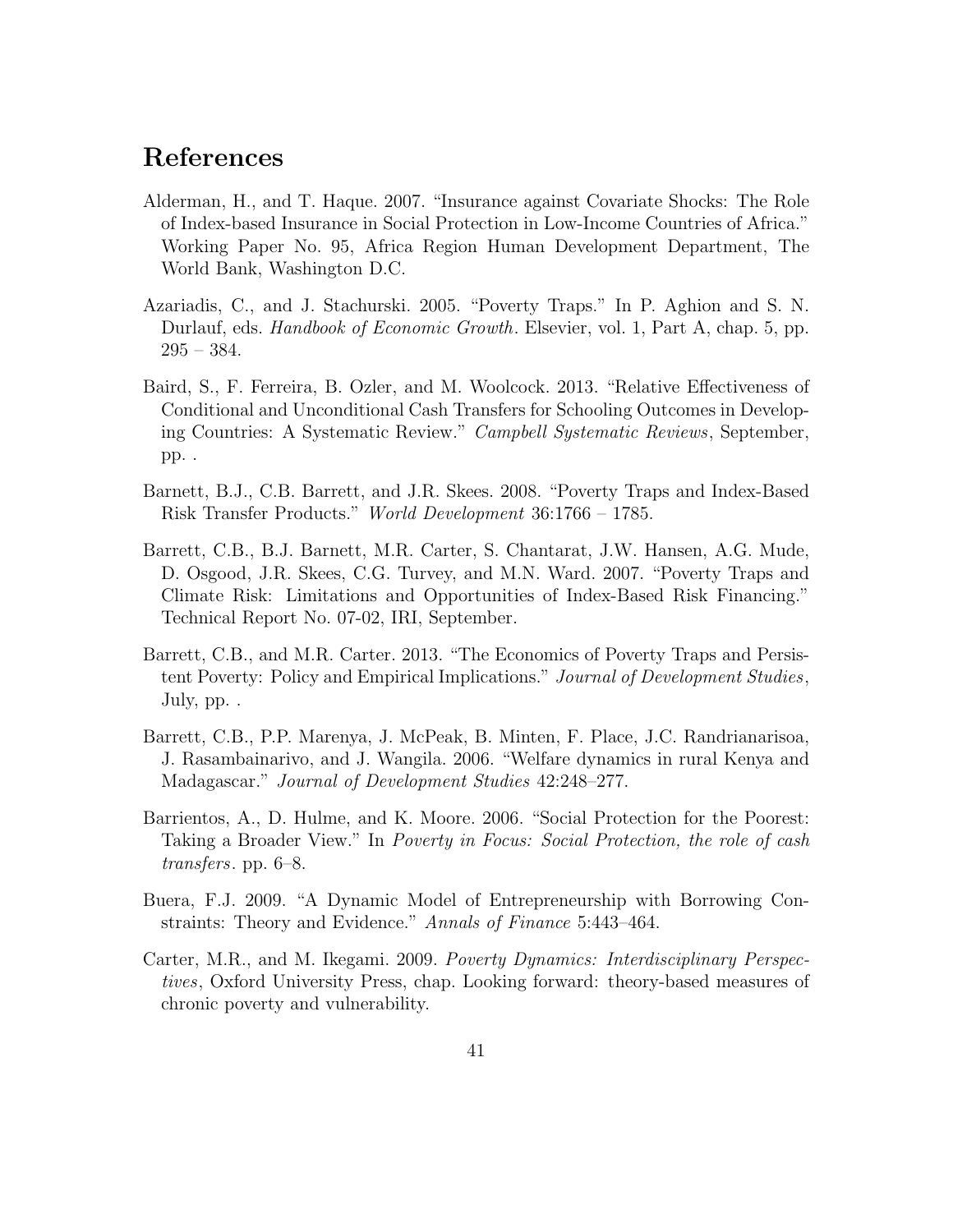# References

Alderman, H., and T. Haque. 2007. "Insurance against Covariate Shocks: The Role of Index-based Insurance in Social Protection in Low-Income Countries of Africa." Working Paper No. 95, Africa Region Human Development Department, The World Bank, Washington D.C.

Azariadis, C., and J. Stachurski. 2005. "Poverty Traps." In P. Aghion and S. N. Durlauf, eds. *Handbook of Economic Growth*. Elsevier, vol. 1, Part A, chap. 5, pp. 295 – 384.

Baird, S., F. Ferreira, B. Ozler, and M. Woolcock. 2013. "Relative Effectiveness of Conditional and Unconditional Cash Transfers for Schooling Outcomes in Developing Countries: A Systematic Review." *Campbell Systematic Reviews*, September, pp. .

Barnett, B.J., C.B. Barrett, and J.R. Skees. 2008. "Poverty Traps and Index-Based Risk Transfer Products." *World Development* 36:1766 – 1785.

Barrett, C.B., B.J. Barnett, M.R. Carter, S. Chantarat, J.W. Hansen, A.G. Mude, D. Osgood, J.R. Skees, C.G. Turvey, and M.N. Ward. 2007. "Poverty Traps and Climate Risk: Limitations and Opportunities of Index-Based Risk Financing." Technical Report No. 07-02, IRI, September.

Barrett, C.B., and M.R. Carter. 2013. "The Economics of Poverty Traps and Persistent Poverty: Policy and Empirical Implications." *Journal of Development Studies*, July, pp. .

Barrett, C.B., P.P. Marenya, J. McPeak, B. Minten, F. Place, J.C. Randrianarisoa, J. Rasambainarivo, and J. Wangila. 2006. "Welfare dynamics in rural Kenya and Madagascar." *Journal of Development Studies* 42:248–277.

Barrientos, A., D. Hulme, and K. Moore. 2006. "Social Protection for the Poorest: Taking a Broader View." In *Poverty in Focus: Social Protection, the role of cash transfers*. pp. 6–8.

Buera, F.J. 2009. "A Dynamic Model of Entrepreneurship with Borrowing Constraints: Theory and Evidence." *Annals of Finance* 5:443–464.

Carter, M.R., and M. Ikegami. 2009. *Poverty Dynamics: Interdisciplinary Perspectives*, Oxford University Press, chap. Looking forward: theory-based measures of chronic poverty and vulnerability.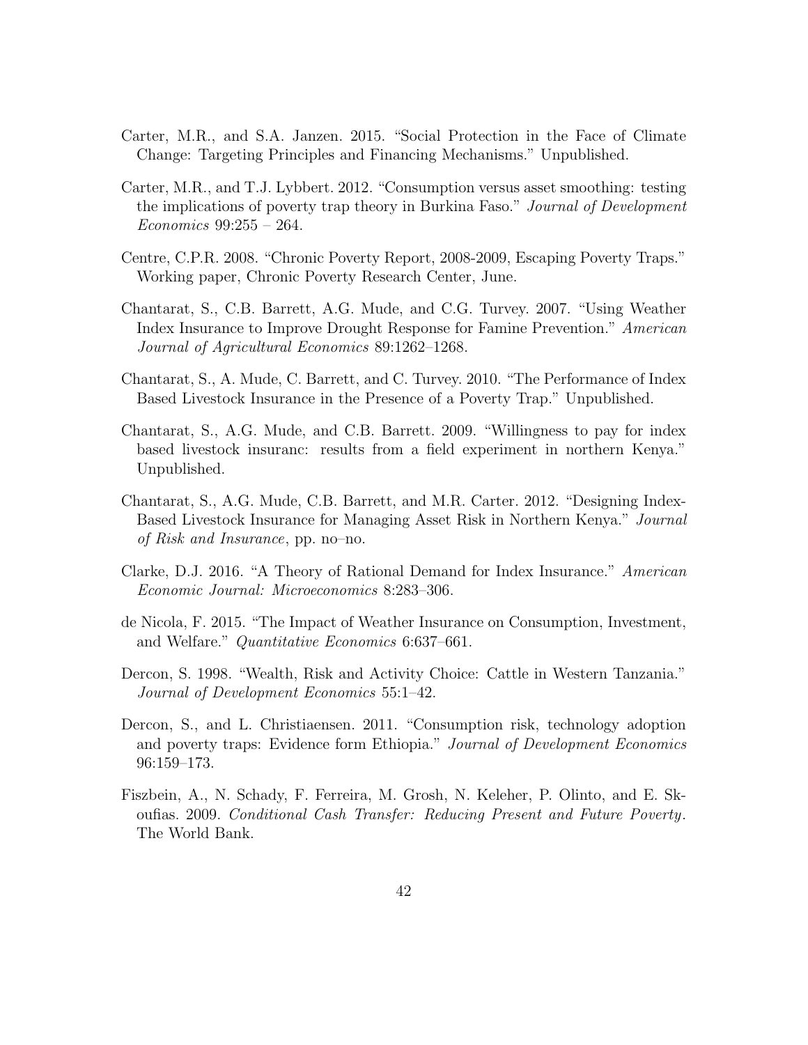Carter, M.R., and S.A. Janzen. 2015. "Social Protection in the Face of Climate Change: Targeting Principles and Financing Mechanisms." Unpublished.

Carter, M.R., and T.J. Lybbert. 2012. "Consumption versus asset smoothing: testing the implications of poverty trap theory in Burkina Faso." *Journal of Development Economics* 99:255 – 264.

Centre, C.P.R. 2008. "Chronic Poverty Report, 2008-2009, Escaping Poverty Traps." Working paper, Chronic Poverty Research Center, June.

Chantarat, S., C.B. Barrett, A.G. Mude, and C.G. Turvey. 2007. "Using Weather Index Insurance to Improve Drought Response for Famine Prevention." *American Journal of Agricultural Economics* 89:1262–1268.

Chantarat, S., A. Mude, C. Barrett, and C. Turvey. 2010. "The Performance of Index Based Livestock Insurance in the Presence of a Poverty Trap." Unpublished.

Chantarat, S., A.G. Mude, and C.B. Barrett. 2009. "Willingness to pay for index based livestock insuranc: results from a field experiment in northern Kenya." Unpublished.

Chantarat, S., A.G. Mude, C.B. Barrett, and M.R. Carter. 2012. "Designing Index-Based Livestock Insurance for Managing Asset Risk in Northern Kenya." *Journal of Risk and Insurance*, pp. no–no.

Clarke, D.J. 2016. "A Theory of Rational Demand for Index Insurance." *American Economic Journal: Microeconomics* 8:283–306.

de Nicola, F. 2015. "The Impact of Weather Insurance on Consumption, Investment, and Welfare." *Quantitative Economics* 6:637–661.

Dercon, S. 1998. "Wealth, Risk and Activity Choice: Cattle in Western Tanzania." *Journal of Development Economics* 55:1–42.

Dercon, S., and L. Christiaensen. 2011. "Consumption risk, technology adoption and poverty traps: Evidence form Ethiopia." *Journal of Development Economics* 96:159–173.

Fiszbein, A., N. Schady, F. Ferreira, M. Grosh, N. Keleher, P. Olinto, and E. Skoufias. 2009. *Conditional Cash Transfer: Reducing Present and Future Poverty*. The World Bank.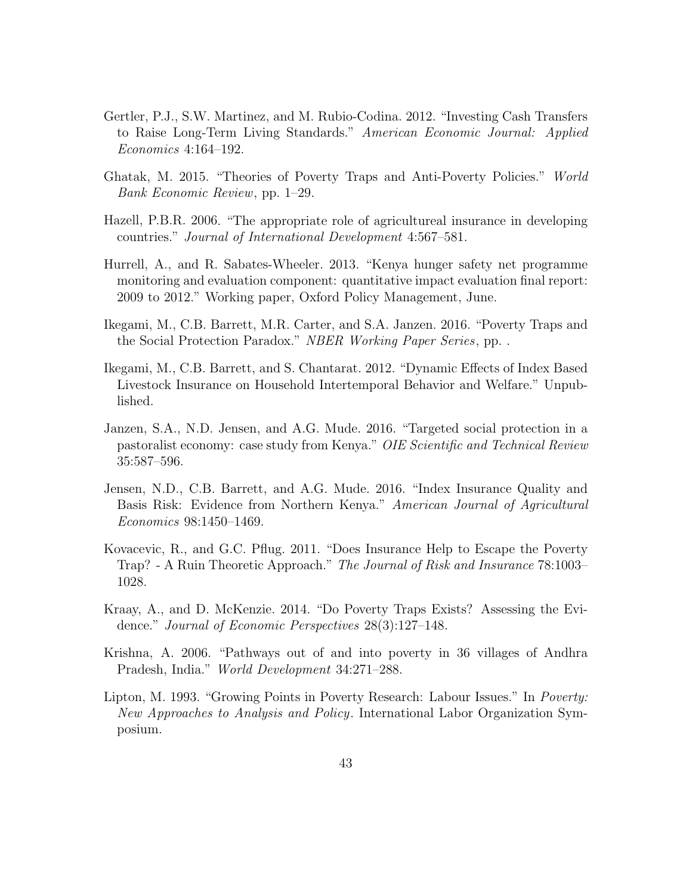Gertler, P.J., S.W. Martinez, and M. Rubio-Codina. 2012. "Investing Cash Transfers to Raise Long-Term Living Standards." *American Economic Journal: Applied Economics* 4:164–192.

Ghatak, M. 2015. "Theories of Poverty Traps and Anti-Poverty Policies." *World Bank Economic Review*, pp. 1–29.

Hazell, P.B.R. 2006. "The appropriate role of agricultureal insurance in developing countries." *Journal of International Development* 4:567–581.

Hurrell, A., and R. Sabates-Wheeler. 2013. "Kenya hunger safety net programme monitoring and evaluation component: quantitative impact evaluation final report: 2009 to 2012." Working paper, Oxford Policy Management, June.

Ikegami, M., C.B. Barrett, M.R. Carter, and S.A. Janzen. 2016. "Poverty Traps and the Social Protection Paradox." *NBER Working Paper Series*, pp. .

Ikegami, M., C.B. Barrett, and S. Chantarat. 2012. "Dynamic Effects of Index Based Livestock Insurance on Household Intertemporal Behavior and Welfare." Unpublished.

Janzen, S.A., N.D. Jensen, and A.G. Mude. 2016. "Targeted social protection in a pastoralist economy: case study from Kenya." *OIE Scientific and Technical Review* 35:587–596.

Jensen, N.D., C.B. Barrett, and A.G. Mude. 2016. "Index Insurance Quality and Basis Risk: Evidence from Northern Kenya." *American Journal of Agricultural Economics* 98:1450–1469.

Kovacevic, R., and G.C. Pflug. 2011. "Does Insurance Help to Escape the Poverty Trap? - A Ruin Theoretic Approach." *The Journal of Risk and Insurance* 78:1003–1028.

Kraay, A., and D. McKenzie. 2014. "Do Poverty Traps Exists? Assessing the Evidence." *Journal of Economic Perspectives* 28(3):127–148.

Krishna, A. 2006. "Pathways out of and into poverty in 36 villages of Andhra Pradesh, India." *World Development* 34:271–288.

Lipton, M. 1993. "Growing Points in Poverty Research: Labour Issues." In *Poverty: New Approaches to Analysis and Policy*. International Labor Organization Symposium.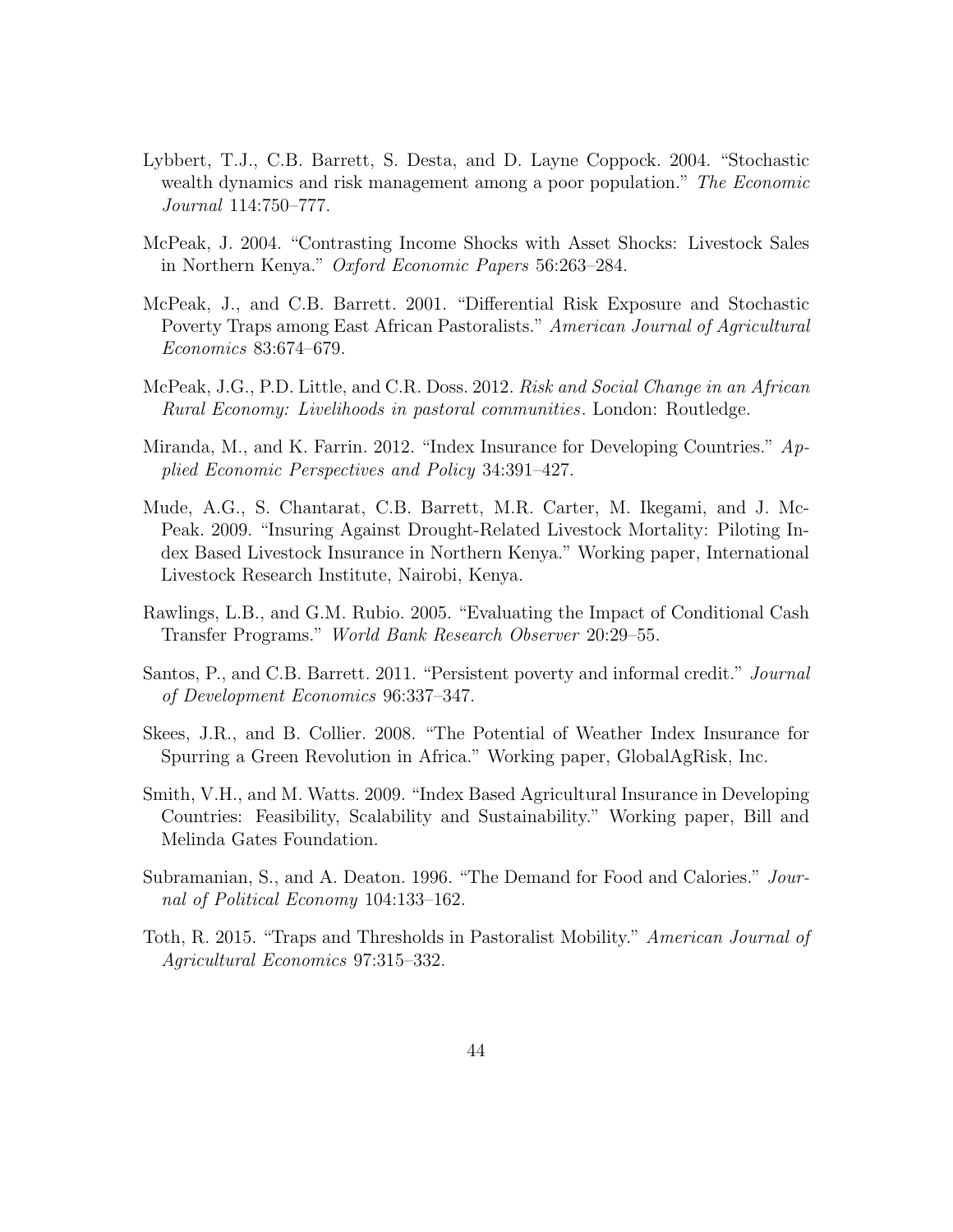Lybbert, T.J., C.B. Barrett, S. Desta, and D. Layne Coppock. 2004. "Stochastic wealth dynamics and risk management among a poor population." *The Economic Journal* 114:750–777.

McPeak, J. 2004. "Contrasting Income Shocks with Asset Shocks: Livestock Sales in Northern Kenya." *Oxford Economic Papers* 56:263–284.

McPeak, J., and C.B. Barrett. 2001. "Differential Risk Exposure and Stochastic Poverty Traps among East African Pastoralists." *American Journal of Agricultural Economics* 83:674–679.

McPeak, J.G., P.D. Little, and C.R. Doss. 2012. *Risk and Social Change in an African Rural Economy: Livelihoods in pastoral communities*. London: Routledge.

Miranda, M., and K. Farrin. 2012. "Index Insurance for Developing Countries." *Applied Economic Perspectives and Policy* 34:391–427.

Mude, A.G., S. Chantarat, C.B. Barrett, M.R. Carter, M. Ikegami, and J. McPeak. 2009. "Insuring Against Drought-Related Livestock Mortality: Piloting Index Based Livestock Insurance in Northern Kenya." Working paper, International Livestock Research Institute, Nairobi, Kenya.

Rawlings, L.B., and G.M. Rubio. 2005. "Evaluating the Impact of Conditional Cash Transfer Programs." *World Bank Research Observer* 20:29–55.

Santos, P., and C.B. Barrett. 2011. "Persistent poverty and informal credit." *Journal of Development Economics* 96:337–347.

Skees, J.R., and B. Collier. 2008. "The Potential of Weather Index Insurance for Spurring a Green Revolution in Africa." Working paper, GlobalAgRisk, Inc.

Smith, V.H., and M. Watts. 2009. "Index Based Agricultural Insurance in Developing Countries: Feasibility, Scalability and Sustainability." Working paper, Bill and Melinda Gates Foundation.

Subramanian, S., and A. Deaton. 1996. "The Demand for Food and Calories." *Journal of Political Economy* 104:133–162.

Toth, R. 2015. "Traps and Thresholds in Pastoralist Mobility." *American Journal of Agricultural Economics* 97:315–332.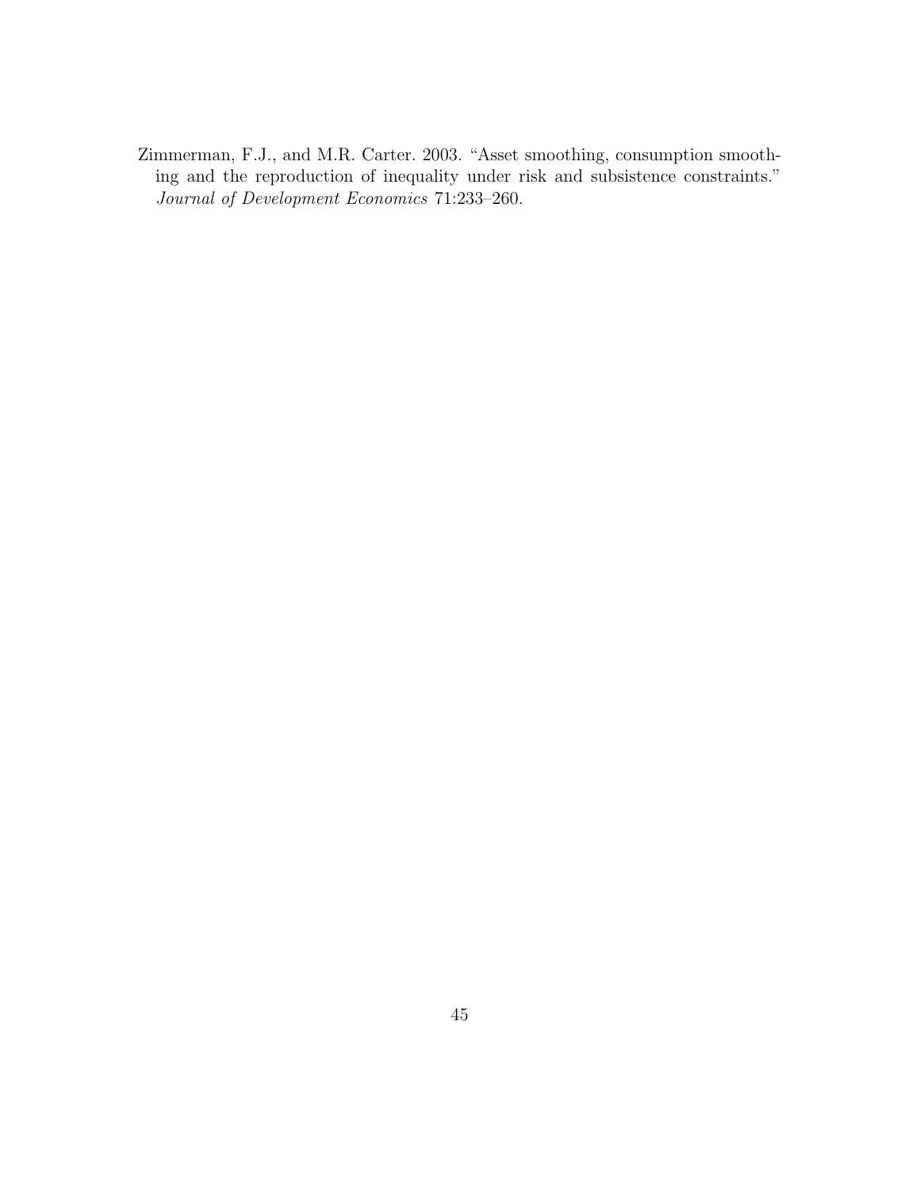Zimmerman, F.J., and M.R. Carter. 2003. "Asset smoothing, consumption smoothing and the reproduction of inequality under risk and subsistence constraints." *Journal of Development Economics* 71:233–260.